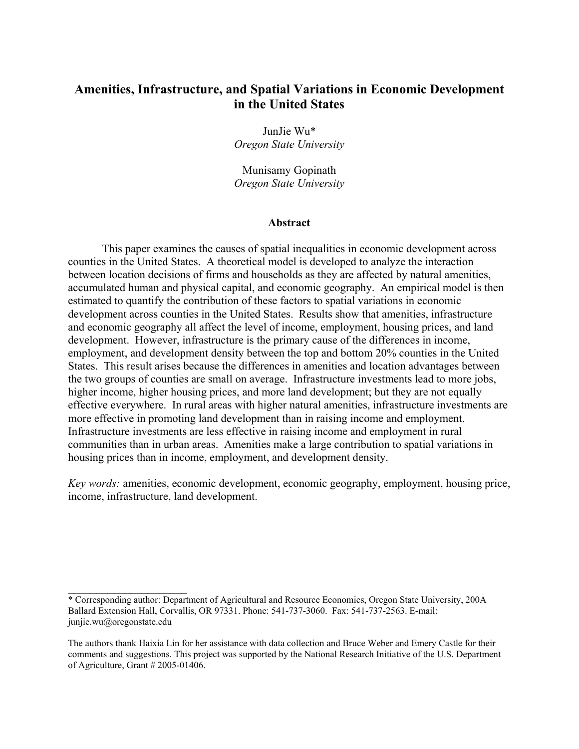# Amenities, Infrastructure, and Spatial Variations in Economic Development in the United States

JunJie Wu*
*Oregon State University*

Munisamy Gopinath
*Oregon State University*

## Abstract

This paper examines the causes of spatial inequalities in economic development across counties in the United States. A theoretical model is developed to analyze the interaction between location decisions of firms and households as they are affected by natural amenities, accumulated human and physical capital, and economic geography. An empirical model is then estimated to quantify the contribution of these factors to spatial variations in economic development across counties in the United States. Results show that amenities, infrastructure and economic geography all affect the level of income, employment, housing prices, and land development. However, infrastructure is the primary cause of the differences in income, employment, and development density between the top and bottom 20% counties in the United States. This result arises because the differences in amenities and location advantages between the two groups of counties are small on average. Infrastructure investments lead to more jobs, higher income, higher housing prices, and more land development; but they are not equally effective everywhere. In rural areas with higher natural amenities, infrastructure investments are more effective in promoting land development than in raising income and employment. Infrastructure investments are less effective in raising income and employment in rural communities than in urban areas. Amenities make a large contribution to spatial variations in housing prices than in income, employment, and development density.

*Key words:* amenities, economic development, economic geography, employment, housing price, income, infrastructure, land development.

---

* Corresponding author: Department of Agricultural and Resource Economics, Oregon State University, 200A Ballard Extension Hall, Corvallis, OR 97331. Phone: 541-737-3060. Fax: 541-737-2563. E-mail: junjie.wu@oregonstate.edu

The authors thank Haixia Lin for her assistance with data collection and Bruce Weber and Emery Castle for their comments and suggestions. This project was supported by the National Research Initiative of the U.S. Department of Agriculture, Grant # 2005-01406.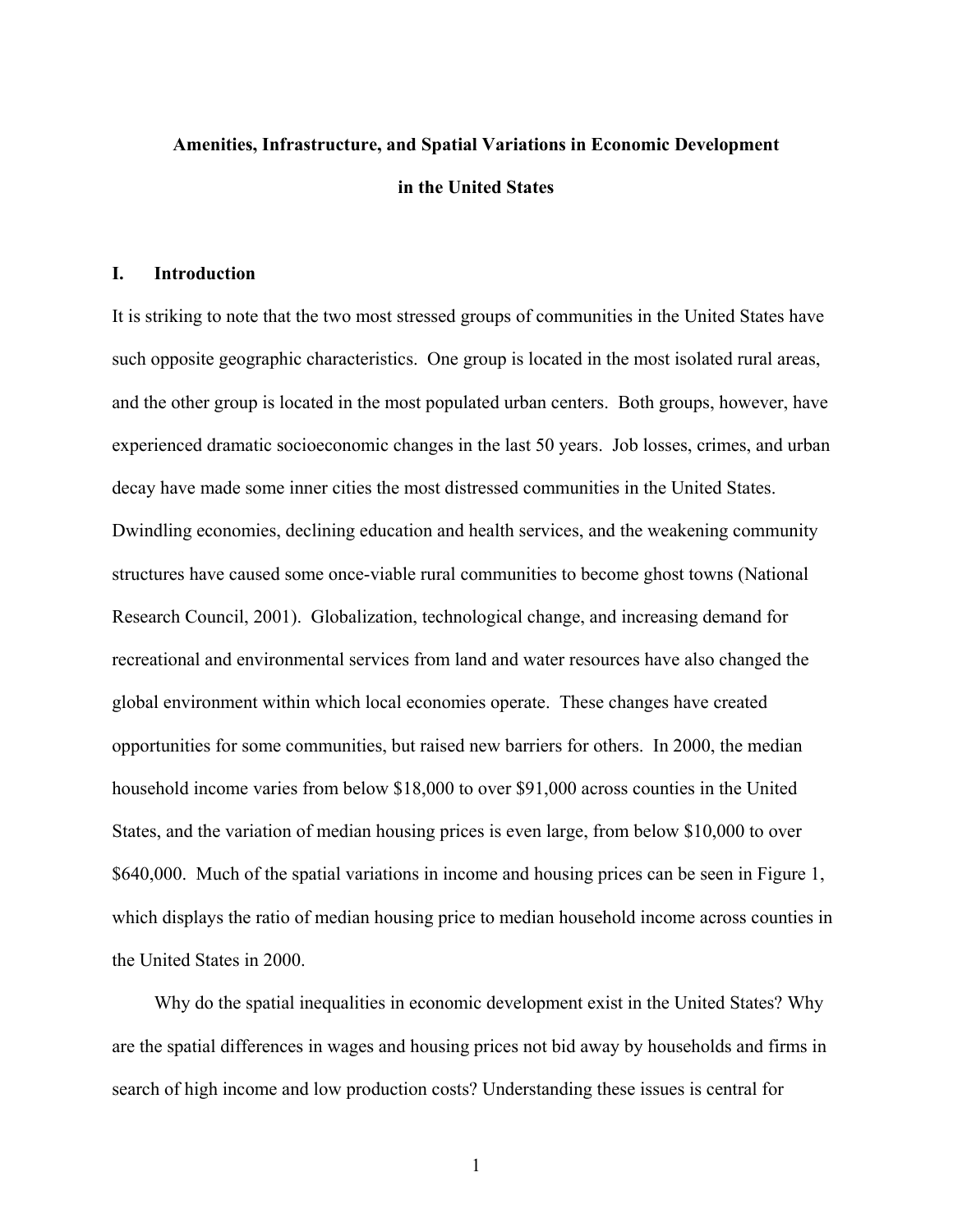**Amenities, Infrastructure, and Spatial Variations in Economic Development in the United States**

## I. Introduction

It is striking to note that the two most stressed groups of communities in the United States have such opposite geographic characteristics. One group is located in the most isolated rural areas, and the other group is located in the most populated urban centers. Both groups, however, have experienced dramatic socioeconomic changes in the last 50 years. Job losses, crimes, and urban decay have made some inner cities the most distressed communities in the United States. Dwindling economies, declining education and health services, and the weakening community structures have caused some once-viable rural communities to become ghost towns (National Research Council, 2001). Globalization, technological change, and increasing demand for recreational and environmental services from land and water resources have also changed the global environment within which local economies operate. These changes have created opportunities for some communities, but raised new barriers for others. In 2000, the median household income varies from below \$18,000 to over \$91,000 across counties in the United States, and the variation of median housing prices is even large, from below \$10,000 to over \$640,000. Much of the spatial variations in income and housing prices can be seen in Figure 1, which displays the ratio of median housing price to median household income across counties in the United States in 2000.

Why do the spatial inequalities in economic development exist in the United States? Why are the spatial differences in wages and housing prices not bid away by households and firms in search of high income and low production costs? Understanding these issues is central for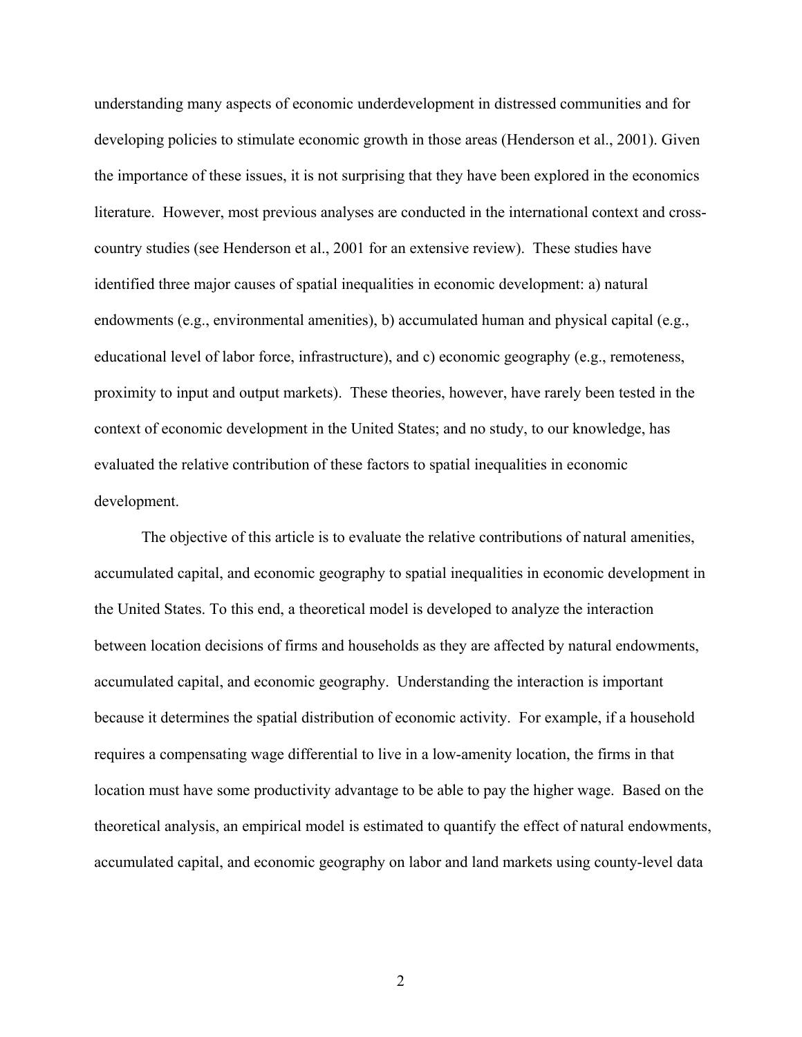understanding many aspects of economic underdevelopment in distressed communities and for developing policies to stimulate economic growth in those areas (Henderson et al., 2001). Given the importance of these issues, it is not surprising that they have been explored in the economics literature. However, most previous analyses are conducted in the international context and cross-country studies (see Henderson et al., 2001 for an extensive review). These studies have identified three major causes of spatial inequalities in economic development: a) natural endowments (e.g., environmental amenities), b) accumulated human and physical capital (e.g., educational level of labor force, infrastructure), and c) economic geography (e.g., remoteness, proximity to input and output markets). These theories, however, have rarely been tested in the context of economic development in the United States; and no study, to our knowledge, has evaluated the relative contribution of these factors to spatial inequalities in economic development.

The objective of this article is to evaluate the relative contributions of natural amenities, accumulated capital, and economic geography to spatial inequalities in economic development in the United States. To this end, a theoretical model is developed to analyze the interaction between location decisions of firms and households as they are affected by natural endowments, accumulated capital, and economic geography. Understanding the interaction is important because it determines the spatial distribution of economic activity. For example, if a household requires a compensating wage differential to live in a low-amenity location, the firms in that location must have some productivity advantage to be able to pay the higher wage. Based on the theoretical analysis, an empirical model is estimated to quantify the effect of natural endowments, accumulated capital, and economic geography on labor and land markets using county-level data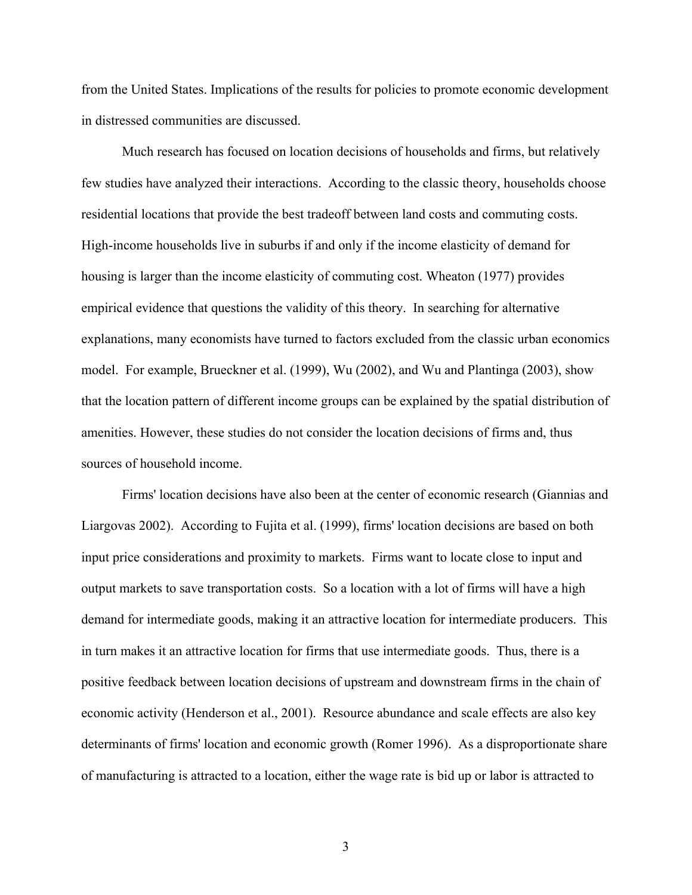from the United States. Implications of the results for policies to promote economic development in distressed communities are discussed.

Much research has focused on location decisions of households and firms, but relatively few studies have analyzed their interactions. According to the classic theory, households choose residential locations that provide the best tradeoff between land costs and commuting costs. High-income households live in suburbs if and only if the income elasticity of demand for housing is larger than the income elasticity of commuting cost. Wheaton (1977) provides empirical evidence that questions the validity of this theory. In searching for alternative explanations, many economists have turned to factors excluded from the classic urban economics model. For example, Brueckner et al. (1999), Wu (2002), and Wu and Plantinga (2003), show that the location pattern of different income groups can be explained by the spatial distribution of amenities. However, these studies do not consider the location decisions of firms and, thus sources of household income.

Firms' location decisions have also been at the center of economic research (Giannias and Liargovas 2002). According to Fujita et al. (1999), firms' location decisions are based on both input price considerations and proximity to markets. Firms want to locate close to input and output markets to save transportation costs. So a location with a lot of firms will have a high demand for intermediate goods, making it an attractive location for intermediate producers. This in turn makes it an attractive location for firms that use intermediate goods. Thus, there is a positive feedback between location decisions of upstream and downstream firms in the chain of economic activity (Henderson et al., 2001). Resource abundance and scale effects are also key determinants of firms' location and economic growth (Romer 1996). As a disproportionate share of manufacturing is attracted to a location, either the wage rate is bid up or labor is attracted to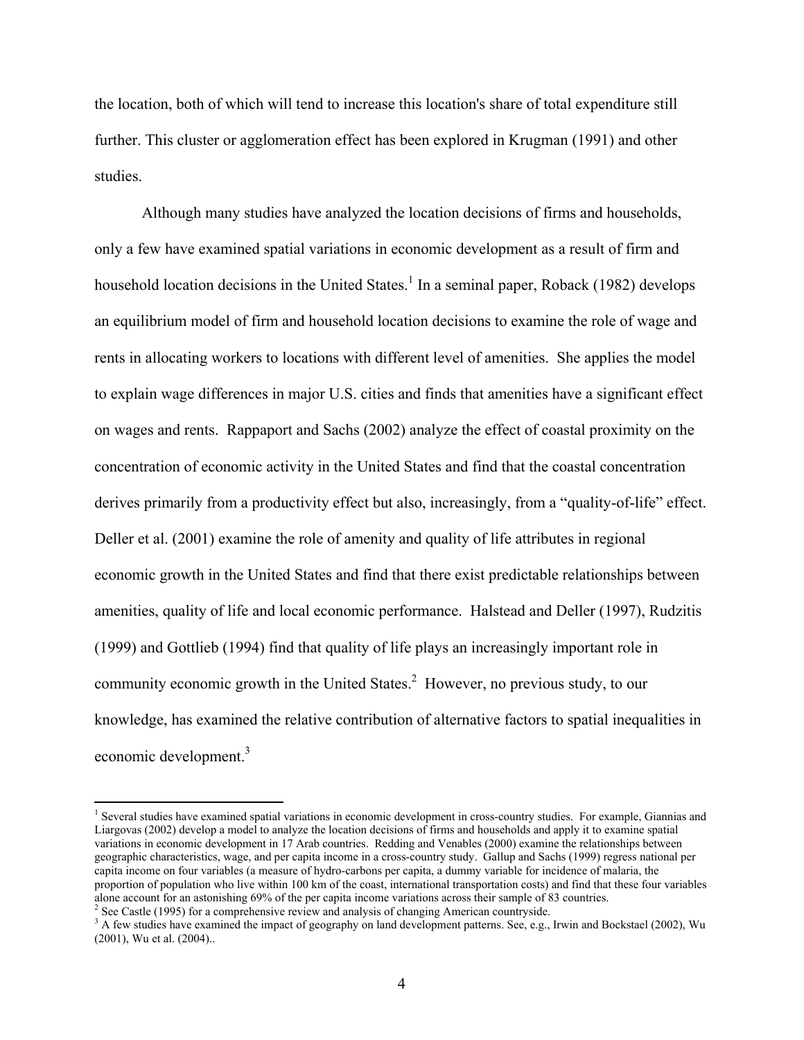the location, both of which will tend to increase this location's share of total expenditure still further. This cluster or agglomeration effect has been explored in Krugman (1991) and other studies.

Although many studies have analyzed the location decisions of firms and households, only a few have examined spatial variations in economic development as a result of firm and household location decisions in the United States.[1] In a seminal paper, Roback (1982) develops an equilibrium model of firm and household location decisions to examine the role of wage and rents in allocating workers to locations with different level of amenities. She applies the model to explain wage differences in major U.S. cities and finds that amenities have a significant effect on wages and rents. Rappaport and Sachs (2002) analyze the effect of coastal proximity on the concentration of economic activity in the United States and find that the coastal concentration derives primarily from a productivity effect but also, increasingly, from a "quality-of-life" effect. Deller et al. (2001) examine the role of amenity and quality of life attributes in regional economic growth in the United States and find that there exist predictable relationships between amenities, quality of life and local economic performance. Halstead and Deller (1997), Rudzitis (1999) and Gottlieb (1994) find that quality of life plays an increasingly important role in community economic growth in the United States.[2] However, no previous study, to our knowledge, has examined the relative contribution of alternative factors to spatial inequalities in economic development.[3]

---

[1] Several studies have examined spatial variations in economic development in cross-country studies. For example, Giannias and Liargovas (2002) develop a model to analyze the location decisions of firms and households and apply it to examine spatial variations in economic development in 17 Arab countries. Redding and Venables (2000) examine the relationships between geographic characteristics, wage, and per capita income in a cross-country study. Gallup and Sachs (1999) regress national per capita income on four variables (a measure of hydro-carbons per capita, a dummy variable for incidence of malaria, the proportion of population who live within 100 km of the coast, international transportation costs) and find that these four variables alone account for an astonishing 69% of the per capita income variations across their sample of 83 countries.

[2] See Castle (1995) for a comprehensive review and analysis of changing American countryside.

[3] A few studies have examined the impact of geography on land development patterns. See, e.g., Irwin and Bockstael (2002), Wu (2001), Wu et al. (2004)..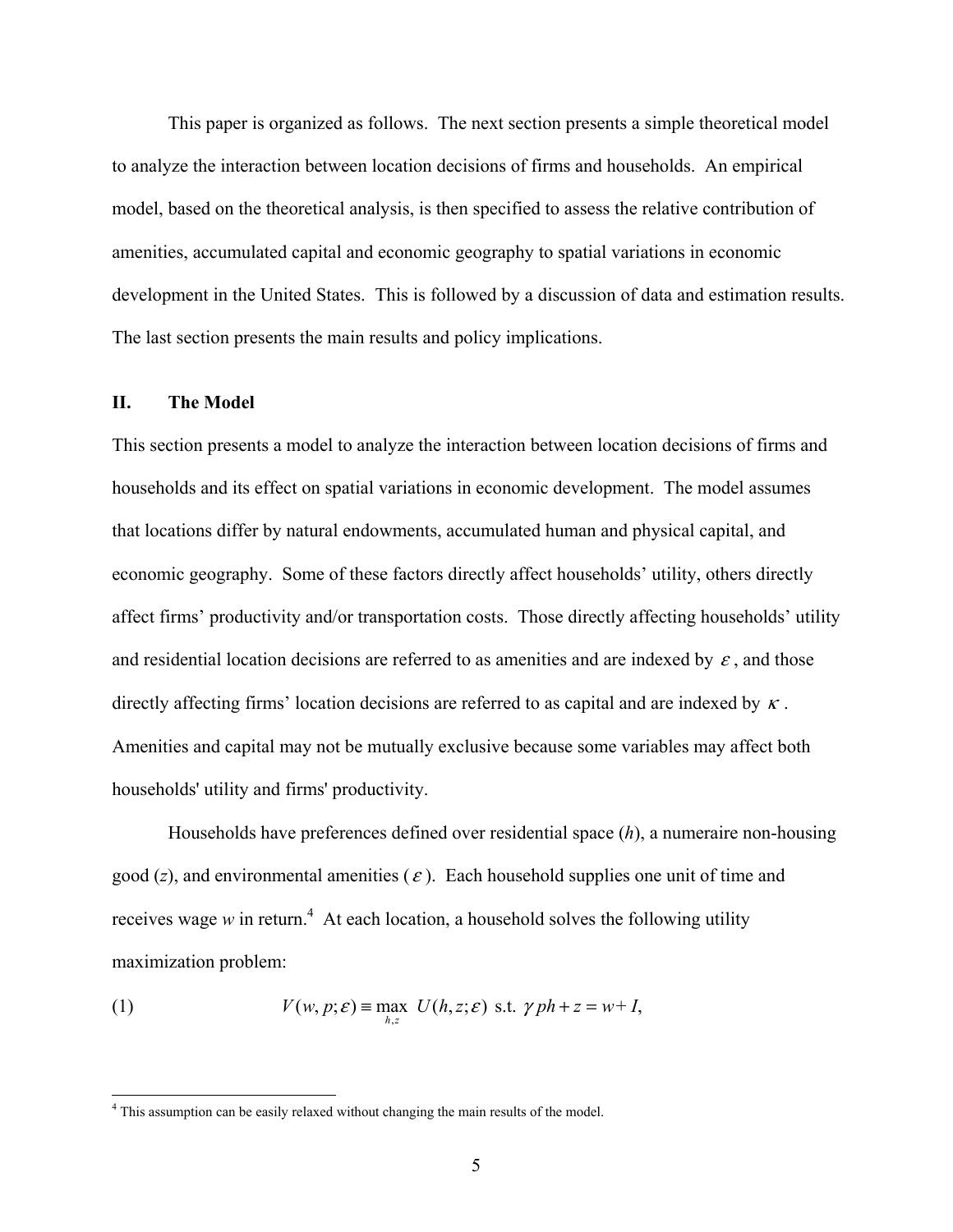This paper is organized as follows. The next section presents a simple theoretical model to analyze the interaction between location decisions of firms and households. An empirical model, based on the theoretical analysis, is then specified to assess the relative contribution of amenities, accumulated capital and economic geography to spatial variations in economic development in the United States. This is followed by a discussion of data and estimation results. The last section presents the main results and policy implications.

## II. The Model

This section presents a model to analyze the interaction between location decisions of firms and households and its effect on spatial variations in economic development. The model assumes that locations differ by natural endowments, accumulated human and physical capital, and economic geography. Some of these factors directly affect households' utility, others directly affect firms' productivity and/or transportation costs. Those directly affecting households' utility and residential location decisions are referred to as amenities and are indexed by $\varepsilon$, and those directly affecting firms' location decisions are referred to as capital and are indexed by $\kappa$. Amenities and capital may not be mutually exclusive because some variables may affect both households' utility and firms' productivity.

Households have preferences defined over residential space ($h$), a numeraire non-housing good ($z$), and environmental amenities ($\varepsilon$). Each household supplies one unit of time and receives wage $w$ in return.[4] At each location, a household solves the following utility maximization problem:

$$V(w, p; \varepsilon) \equiv \max_{h,z} \; U(h, z; \varepsilon) \text{ s.t. } \gamma ph + z = w + I, \tag{1}$$

[4] This assumption can be easily relaxed without changing the main results of the model.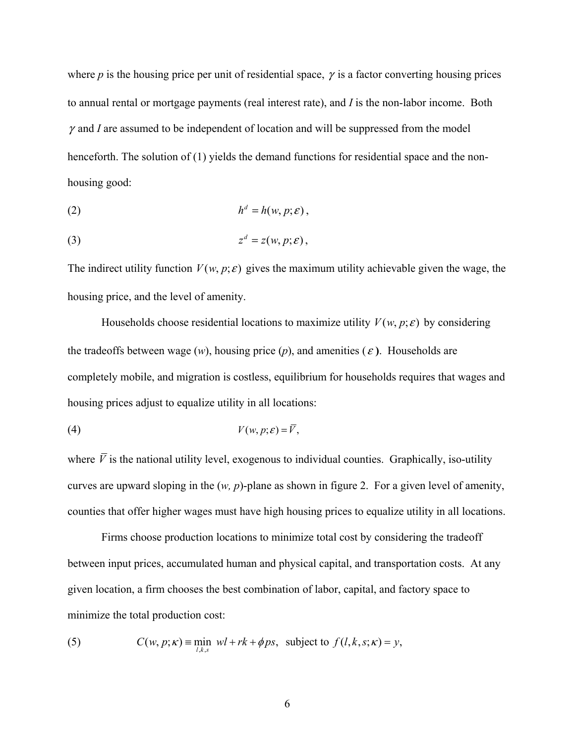where $p$ is the housing price per unit of residential space, $\gamma$ is a factor converting housing prices to annual rental or mortgage payments (real interest rate), and $I$ is the non-labor income. Both $\gamma$ and $I$ are assumed to be independent of location and will be suppressed from the model henceforth. The solution of (1) yields the demand functions for residential space and the non-housing good:

$$h^d = h(w, p; \varepsilon), \tag{2}$$

$$z^d = z(w, p; \varepsilon), \tag{3}$$

The indirect utility function $V(w, p; \varepsilon)$ gives the maximum utility achievable given the wage, the housing price, and the level of amenity.

Households choose residential locations to maximize utility $V(w, p; \varepsilon)$ by considering the tradeoffs between wage ($w$), housing price ($p$), and amenities ($\varepsilon$). Households are completely mobile, and migration is costless, equilibrium for households requires that wages and housing prices adjust to equalize utility in all locations:

$$V(w, p; \varepsilon) = \bar{V}, \tag{4}$$

where $\bar{V}$ is the national utility level, exogenous to individual counties. Graphically, iso-utility curves are upward sloping in the ($w$, $p$)-plane as shown in figure 2. For a given level of amenity, counties that offer higher wages must have high housing prices to equalize utility in all locations.

Firms choose production locations to minimize total cost by considering the tradeoff between input prices, accumulated human and physical capital, and transportation costs. At any given location, a firm chooses the best combination of labor, capital, and factory space to minimize the total production cost:

$$C(w, p; \kappa) \equiv \min_{l,k,s} \; wl + rk + \phi ps, \;\; \text{subject to } f(l, k, s; \kappa) = y, \tag{5}$$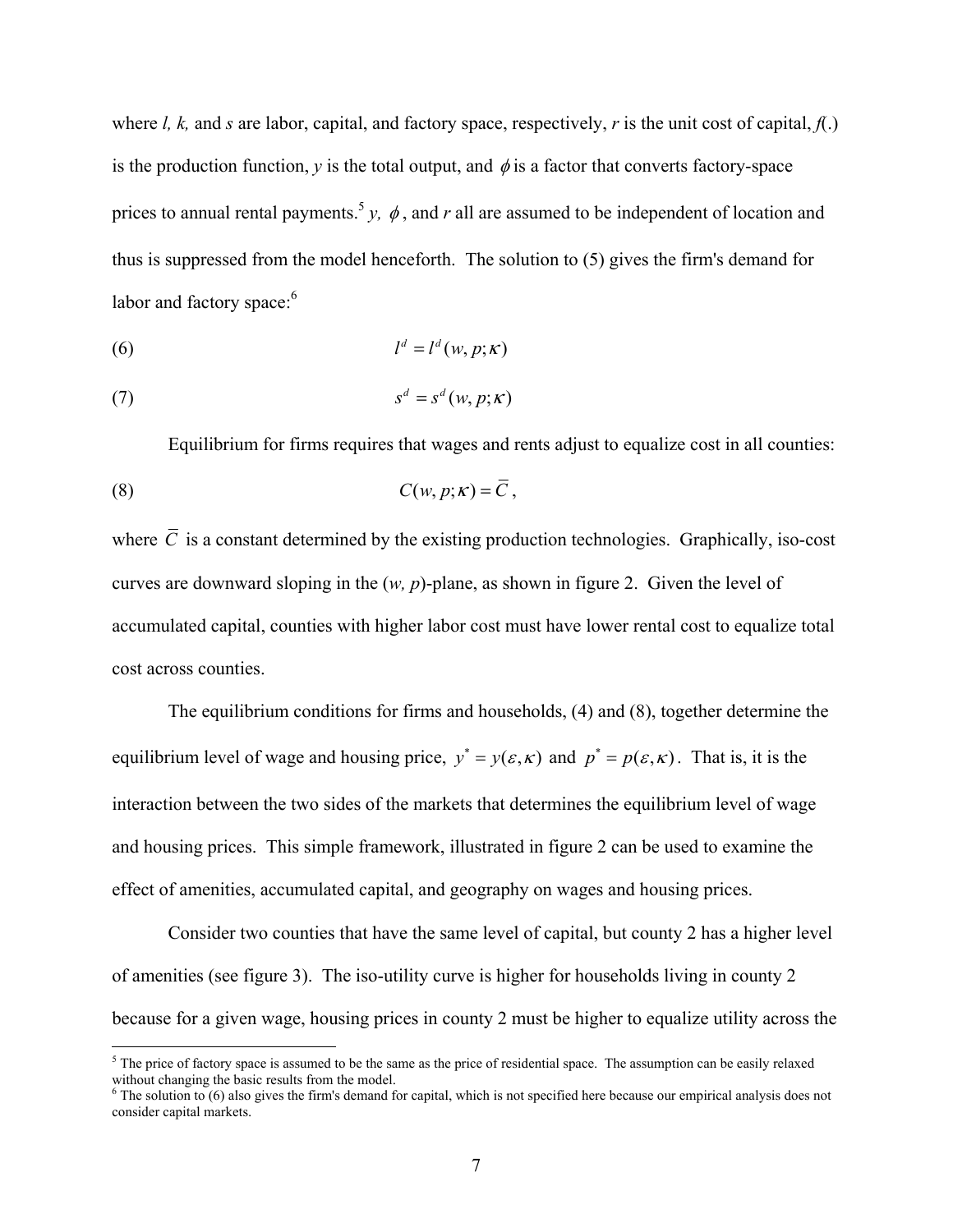where *l, k,* and *s* are labor, capital, and factory space, respectively, *r* is the unit cost of capital, *f*(.) is the production function, *y* is the total output, and $\phi$ is a factor that converts factory-space prices to annual rental payments.[5] *y*, $\phi$, and *r* all are assumed to be independent of location and thus is suppressed from the model henceforth. The solution to (5) gives the firm's demand for labor and factory space:[6]

$$l^d = l^d(w, p; \kappa) \tag{6}$$

$$s^d = s^d(w, p; \kappa) \tag{7}$$

Equilibrium for firms requires that wages and rents adjust to equalize cost in all counties:

$$C(w, p; \kappa) = \overline{C}, \tag{8}$$

where $\overline{C}$ is a constant determined by the existing production technologies. Graphically, iso-cost curves are downward sloping in the (*w, p*)-plane, as shown in figure 2. Given the level of accumulated capital, counties with higher labor cost must have lower rental cost to equalize total cost across counties.

The equilibrium conditions for firms and households, (4) and (8), together determine the equilibrium level of wage and housing price, $y^* = y(\varepsilon, \kappa)$ and $p^* = p(\varepsilon, \kappa)$. That is, it is the interaction between the two sides of the markets that determines the equilibrium level of wage and housing prices. This simple framework, illustrated in figure 2 can be used to examine the effect of amenities, accumulated capital, and geography on wages and housing prices.

Consider two counties that have the same level of capital, but county 2 has a higher level of amenities (see figure 3). The iso-utility curve is higher for households living in county 2 because for a given wage, housing prices in county 2 must be higher to equalize utility across the

[5] The price of factory space is assumed to be the same as the price of residential space. The assumption can be easily relaxed without changing the basic results from the model.

[6] The solution to (6) also gives the firm's demand for capital, which is not specified here because our empirical analysis does not consider capital markets.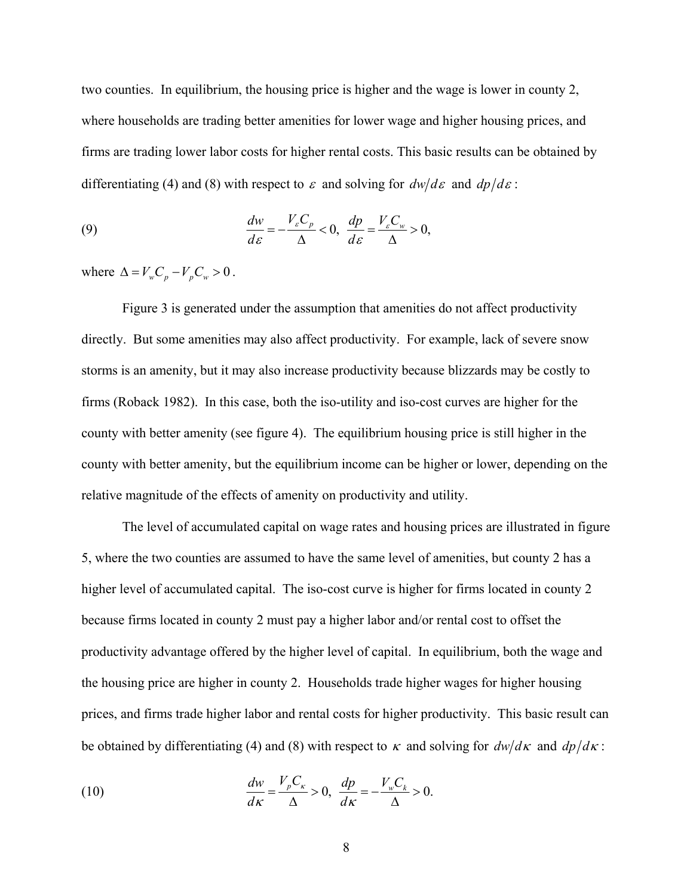two counties. In equilibrium, the housing price is higher and the wage is lower in county 2, where households are trading better amenities for lower wage and higher housing prices, and firms are trading lower labor costs for higher rental costs. This basic results can be obtained by differentiating (4) and (8) with respect to $\varepsilon$ and solving for $dw/d\varepsilon$ and $dp/d\varepsilon$:

$$\frac{dw}{d\varepsilon} = -\frac{V_\varepsilon C_p}{\Delta} < 0, \;\; \frac{dp}{d\varepsilon} = \frac{V_\varepsilon C_w}{\Delta} > 0, \tag{9}$$

where $\Delta = V_w C_p - V_p C_w > 0$.

Figure 3 is generated under the assumption that amenities do not affect productivity directly. But some amenities may also affect productivity. For example, lack of severe snow storms is an amenity, but it may also increase productivity because blizzards may be costly to firms (Roback 1982). In this case, both the iso-utility and iso-cost curves are higher for the county with better amenity (see figure 4). The equilibrium housing price is still higher in the county with better amenity, but the equilibrium income can be higher or lower, depending on the relative magnitude of the effects of amenity on productivity and utility.

The level of accumulated capital on wage rates and housing prices are illustrated in figure 5, where the two counties are assumed to have the same level of amenities, but county 2 has a higher level of accumulated capital. The iso-cost curve is higher for firms located in county 2 because firms located in county 2 must pay a higher labor and/or rental cost to offset the productivity advantage offered by the higher level of capital. In equilibrium, both the wage and the housing price are higher in county 2. Households trade higher wages for higher housing prices, and firms trade higher labor and rental costs for higher productivity. This basic result can be obtained by differentiating (4) and (8) with respect to $\kappa$ and solving for $dw/d\kappa$ and $dp/d\kappa$:

$$\frac{dw}{d\kappa} = \frac{V_p C_\kappa}{\Delta} > 0, \;\; \frac{dp}{d\kappa} = -\frac{V_w C_k}{\Delta} > 0. \tag{10}$$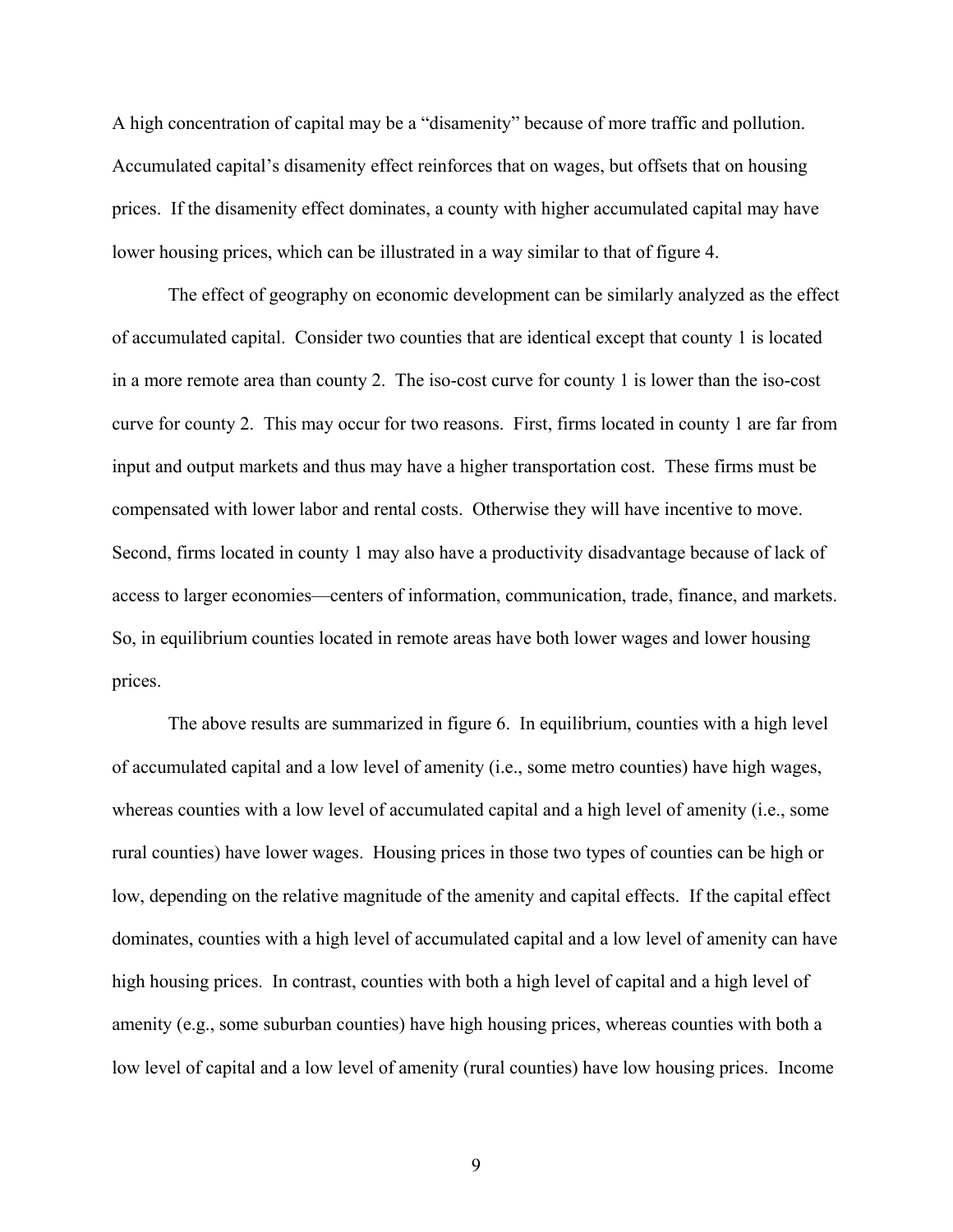A high concentration of capital may be a "disamenity" because of more traffic and pollution. Accumulated capital's disamenity effect reinforces that on wages, but offsets that on housing prices. If the disamenity effect dominates, a county with higher accumulated capital may have lower housing prices, which can be illustrated in a way similar to that of figure 4.

The effect of geography on economic development can be similarly analyzed as the effect of accumulated capital. Consider two counties that are identical except that county 1 is located in a more remote area than county 2. The iso-cost curve for county 1 is lower than the iso-cost curve for county 2. This may occur for two reasons. First, firms located in county 1 are far from input and output markets and thus may have a higher transportation cost. These firms must be compensated with lower labor and rental costs. Otherwise they will have incentive to move. Second, firms located in county 1 may also have a productivity disadvantage because of lack of access to larger economies—centers of information, communication, trade, finance, and markets. So, in equilibrium counties located in remote areas have both lower wages and lower housing prices.

The above results are summarized in figure 6. In equilibrium, counties with a high level of accumulated capital and a low level of amenity (i.e., some metro counties) have high wages, whereas counties with a low level of accumulated capital and a high level of amenity (i.e., some rural counties) have lower wages. Housing prices in those two types of counties can be high or low, depending on the relative magnitude of the amenity and capital effects. If the capital effect dominates, counties with a high level of accumulated capital and a low level of amenity can have high housing prices. In contrast, counties with both a high level of capital and a high level of amenity (e.g., some suburban counties) have high housing prices, whereas counties with both a low level of capital and a low level of amenity (rural counties) have low housing prices. Income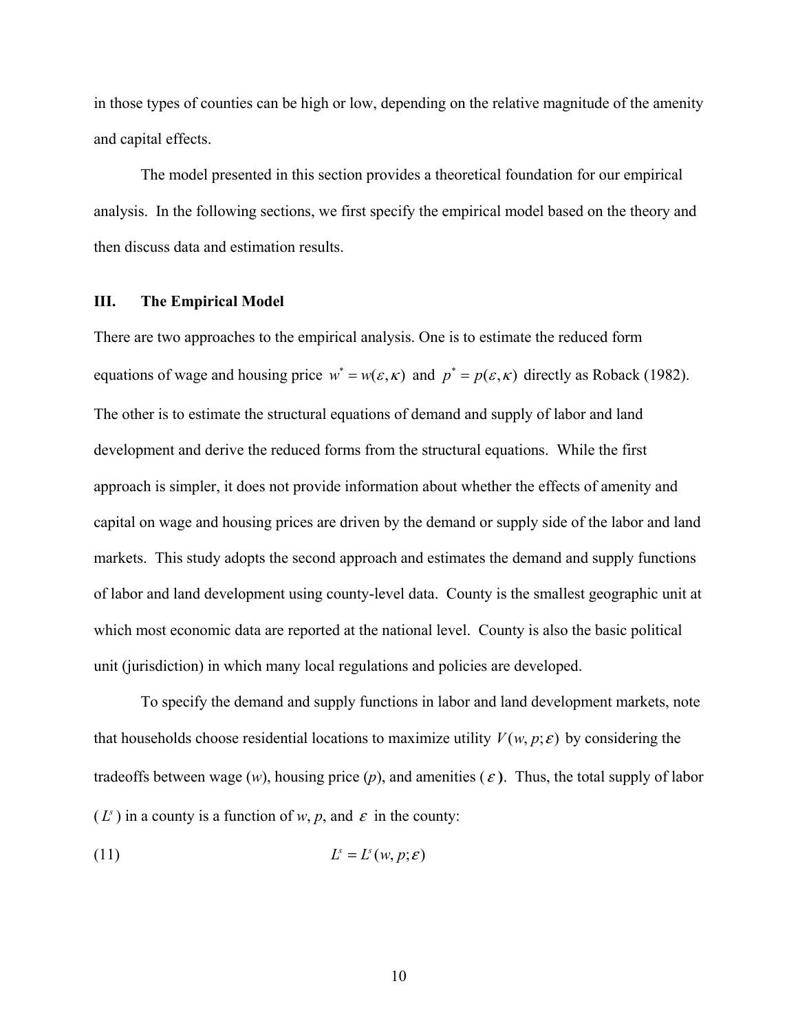in those types of counties can be high or low, depending on the relative magnitude of the amenity and capital effects.

The model presented in this section provides a theoretical foundation for our empirical analysis. In the following sections, we first specify the empirical model based on the theory and then discuss data and estimation results.

## III. The Empirical Model

There are two approaches to the empirical analysis. One is to estimate the reduced form equations of wage and housing price $w^* = w(\varepsilon, \kappa)$ and $p^* = p(\varepsilon, \kappa)$ directly as Roback (1982). The other is to estimate the structural equations of demand and supply of labor and land development and derive the reduced forms from the structural equations. While the first approach is simpler, it does not provide information about whether the effects of amenity and capital on wage and housing prices are driven by the demand or supply side of the labor and land markets. This study adopts the second approach and estimates the demand and supply functions of labor and land development using county-level data. County is the smallest geographic unit at which most economic data are reported at the national level. County is also the basic political unit (jurisdiction) in which many local regulations and policies are developed.

To specify the demand and supply functions in labor and land development markets, note that households choose residential locations to maximize utility $V(w, p; \varepsilon)$ by considering the tradeoffs between wage ($w$), housing price ($p$), and amenities ($\varepsilon$). Thus, the total supply of labor ($L^s$) in a county is a function of $w$, $p$, and $\varepsilon$ in the county:

$$L^s = L^s(w, p; \varepsilon) \tag{11}$$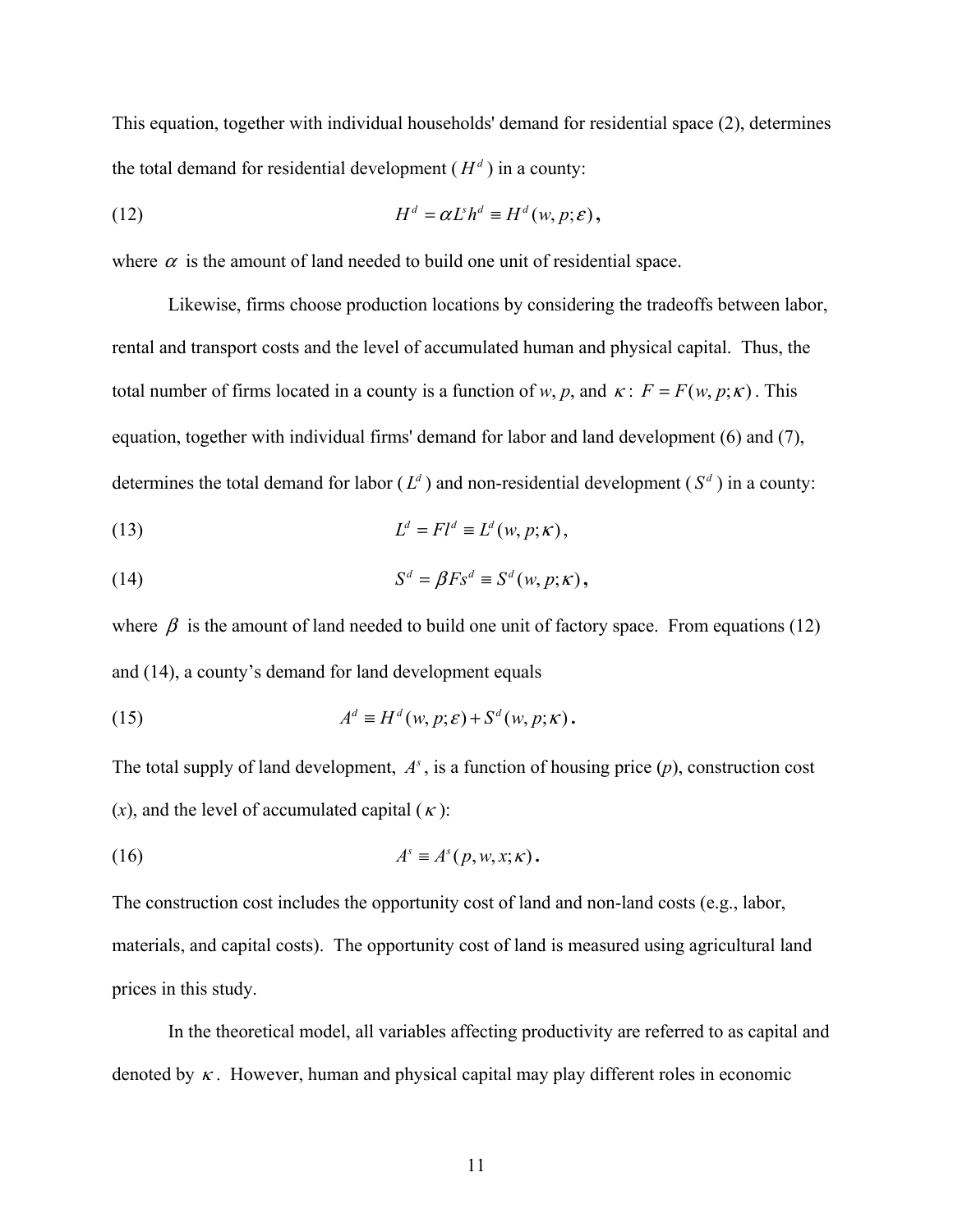This equation, together with individual households' demand for residential space (2), determines the total demand for residential development ($H^d$) in a county:

$$H^d = \alpha L^s h^d \equiv H^d(w, p; \varepsilon), \tag{12}$$

where $\alpha$ is the amount of land needed to build one unit of residential space.

Likewise, firms choose production locations by considering the tradeoffs between labor, rental and transport costs and the level of accumulated human and physical capital. Thus, the total number of firms located in a county is a function of $w$, $p$, and $\kappa$: $F = F(w, p; \kappa)$. This equation, together with individual firms' demand for labor and land development (6) and (7), determines the total demand for labor ($L^d$) and non-residential development ($S^d$) in a county:

$$L^d = Fl^d \equiv L^d(w, p; \kappa), \tag{13}$$

$$S^d = \beta F s^d \equiv S^d(w, p; \kappa), \tag{14}$$

where $\beta$ is the amount of land needed to build one unit of factory space. From equations (12) and (14), a county's demand for land development equals

$$A^d \equiv H^d(w, p; \varepsilon) + S^d(w, p; \kappa). \tag{15}$$

The total supply of land development, $A^s$, is a function of housing price ($p$), construction cost ($x$), and the level of accumulated capital ($\kappa$):

$$A^s \equiv A^s(p, w, x; \kappa). \tag{16}$$

The construction cost includes the opportunity cost of land and non-land costs (e.g., labor, materials, and capital costs). The opportunity cost of land is measured using agricultural land prices in this study.

In the theoretical model, all variables affecting productivity are referred to as capital and denoted by $\kappa$. However, human and physical capital may play different roles in economic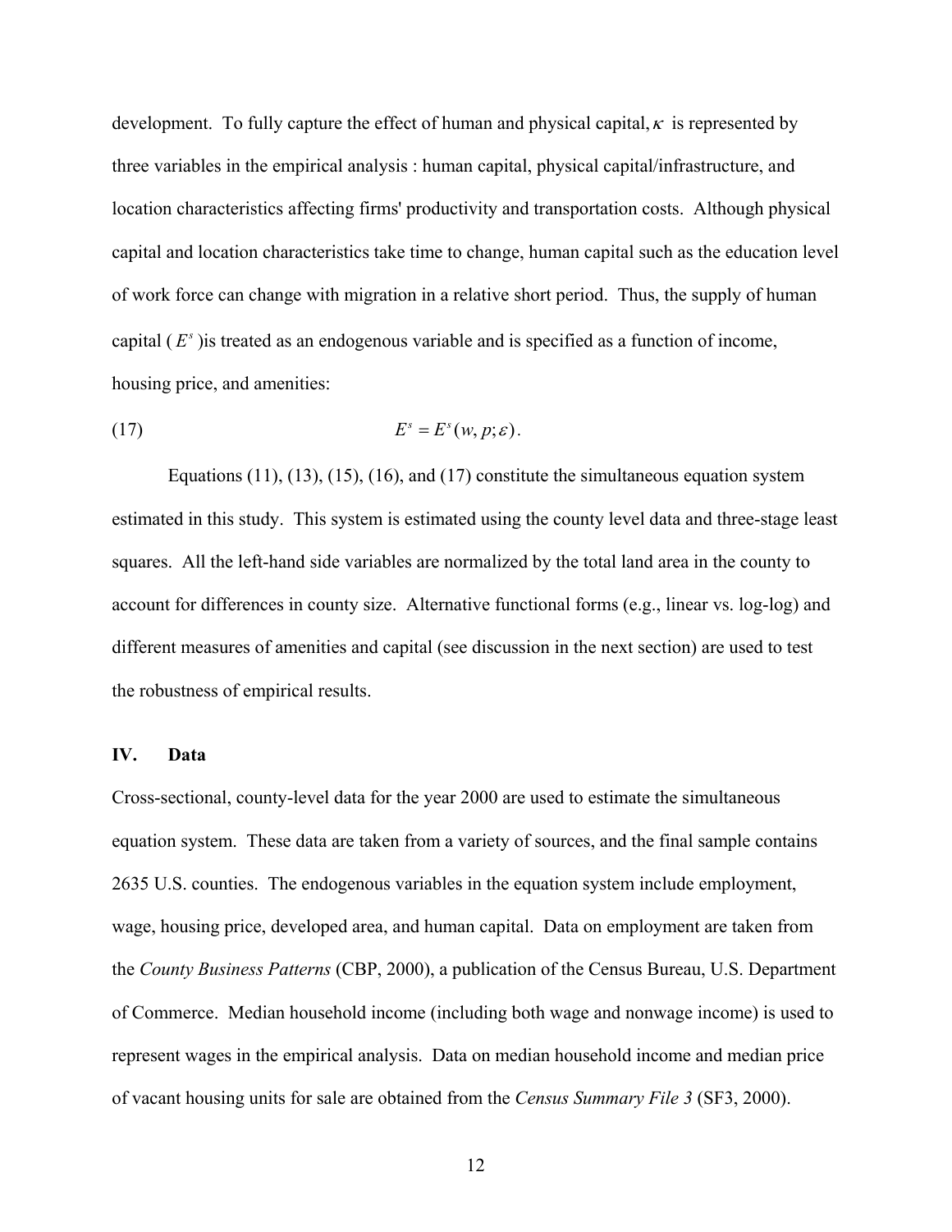development. To fully capture the effect of human and physical capital, $\kappa$ is represented by three variables in the empirical analysis : human capital, physical capital/infrastructure, and location characteristics affecting firms' productivity and transportation costs. Although physical capital and location characteristics take time to change, human capital such as the education level of work force can change with migration in a relative short period. Thus, the supply of human capital ( $E^s$ )is treated as an endogenous variable and is specified as a function of income, housing price, and amenities:

$$E^s = E^s(w, p; \varepsilon). \tag{17}$$

Equations (11), (13), (15), (16), and (17) constitute the simultaneous equation system estimated in this study. This system is estimated using the county level data and three-stage least squares. All the left-hand side variables are normalized by the total land area in the county to account for differences in county size. Alternative functional forms (e.g., linear vs. log-log) and different measures of amenities and capital (see discussion in the next section) are used to test the robustness of empirical results.

## IV. Data

Cross-sectional, county-level data for the year 2000 are used to estimate the simultaneous equation system. These data are taken from a variety of sources, and the final sample contains 2635 U.S. counties. The endogenous variables in the equation system include employment, wage, housing price, developed area, and human capital. Data on employment are taken from the *County Business Patterns* (CBP, 2000), a publication of the Census Bureau, U.S. Department of Commerce. Median household income (including both wage and nonwage income) is used to represent wages in the empirical analysis. Data on median household income and median price of vacant housing units for sale are obtained from the *Census Summary File 3* (SF3, 2000).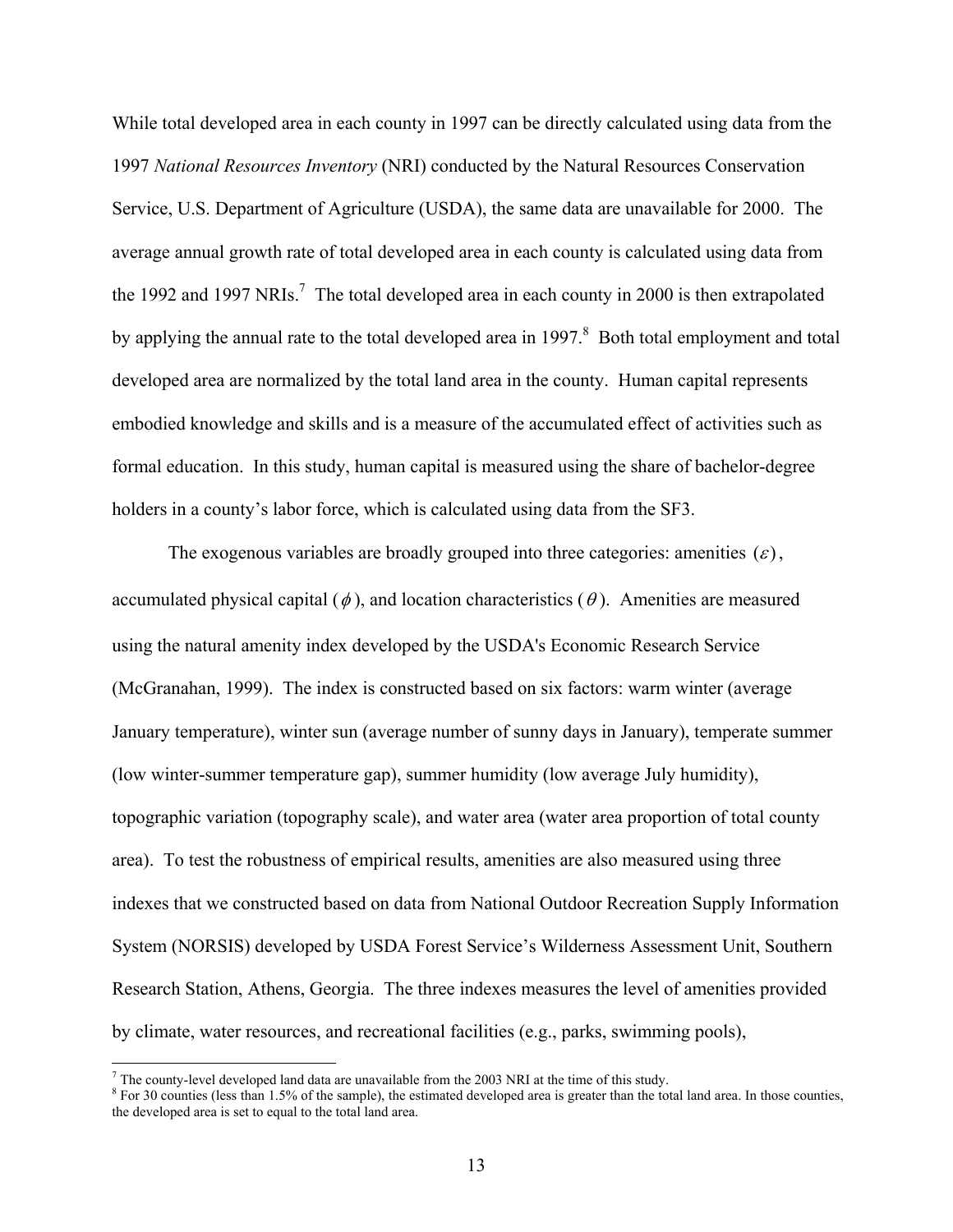While total developed area in each county in 1997 can be directly calculated using data from the 1997 *National Resources Inventory* (NRI) conducted by the Natural Resources Conservation Service, U.S. Department of Agriculture (USDA), the same data are unavailable for 2000. The average annual growth rate of total developed area in each county is calculated using data from the 1992 and 1997 NRIs.[7] The total developed area in each county in 2000 is then extrapolated by applying the annual rate to the total developed area in 1997.[8] Both total employment and total developed area are normalized by the total land area in the county. Human capital represents embodied knowledge and skills and is a measure of the accumulated effect of activities such as formal education. In this study, human capital is measured using the share of bachelor-degree holders in a county's labor force, which is calculated using data from the SF3.

The exogenous variables are broadly grouped into three categories: amenities $(\varepsilon)$, accumulated physical capital ($\phi$), and location characteristics ($\theta$). Amenities are measured using the natural amenity index developed by the USDA's Economic Research Service (McGranahan, 1999). The index is constructed based on six factors: warm winter (average January temperature), winter sun (average number of sunny days in January), temperate summer (low winter-summer temperature gap), summer humidity (low average July humidity), topographic variation (topography scale), and water area (water area proportion of total county area). To test the robustness of empirical results, amenities are also measured using three indexes that we constructed based on data from National Outdoor Recreation Supply Information System (NORSIS) developed by USDA Forest Service's Wilderness Assessment Unit, Southern Research Station, Athens, Georgia. The three indexes measures the level of amenities provided by climate, water resources, and recreational facilities (e.g., parks, swimming pools),

---

[7] The county-level developed land data are unavailable from the 2003 NRI at the time of this study.

[8] For 30 counties (less than 1.5% of the sample), the estimated developed area is greater than the total land area. In those counties, the developed area is set to equal to the total land area.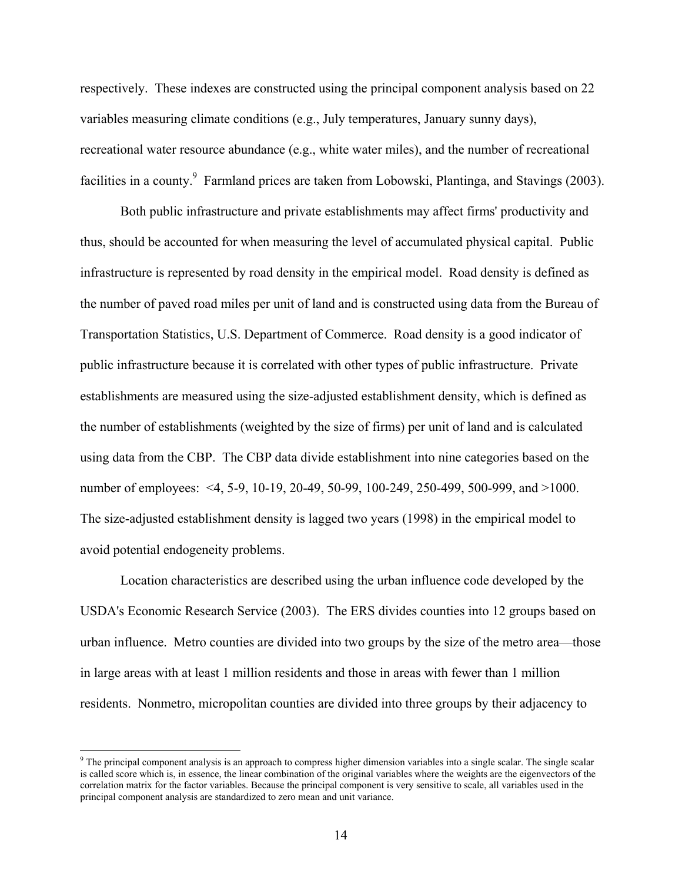respectively. These indexes are constructed using the principal component analysis based on 22 variables measuring climate conditions (e.g., July temperatures, January sunny days), recreational water resource abundance (e.g., white water miles), and the number of recreational facilities in a county.[9] Farmland prices are taken from Lobowski, Plantinga, and Stavings (2003).

Both public infrastructure and private establishments may affect firms' productivity and thus, should be accounted for when measuring the level of accumulated physical capital. Public infrastructure is represented by road density in the empirical model. Road density is defined as the number of paved road miles per unit of land and is constructed using data from the Bureau of Transportation Statistics, U.S. Department of Commerce. Road density is a good indicator of public infrastructure because it is correlated with other types of public infrastructure. Private establishments are measured using the size-adjusted establishment density, which is defined as the number of establishments (weighted by the size of firms) per unit of land and is calculated using data from the CBP. The CBP data divide establishment into nine categories based on the number of employees: <4, 5-9, 10-19, 20-49, 50-99, 100-249, 250-499, 500-999, and >1000. The size-adjusted establishment density is lagged two years (1998) in the empirical model to avoid potential endogeneity problems.

Location characteristics are described using the urban influence code developed by the USDA's Economic Research Service (2003). The ERS divides counties into 12 groups based on urban influence. Metro counties are divided into two groups by the size of the metro area—those in large areas with at least 1 million residents and those in areas with fewer than 1 million residents. Nonmetro, micropolitan counties are divided into three groups by their adjacency to

[9] The principal component analysis is an approach to compress higher dimension variables into a single scalar. The single scalar is called score which is, in essence, the linear combination of the original variables where the weights are the eigenvectors of the correlation matrix for the factor variables. Because the principal component is very sensitive to scale, all variables used in the principal component analysis are standardized to zero mean and unit variance.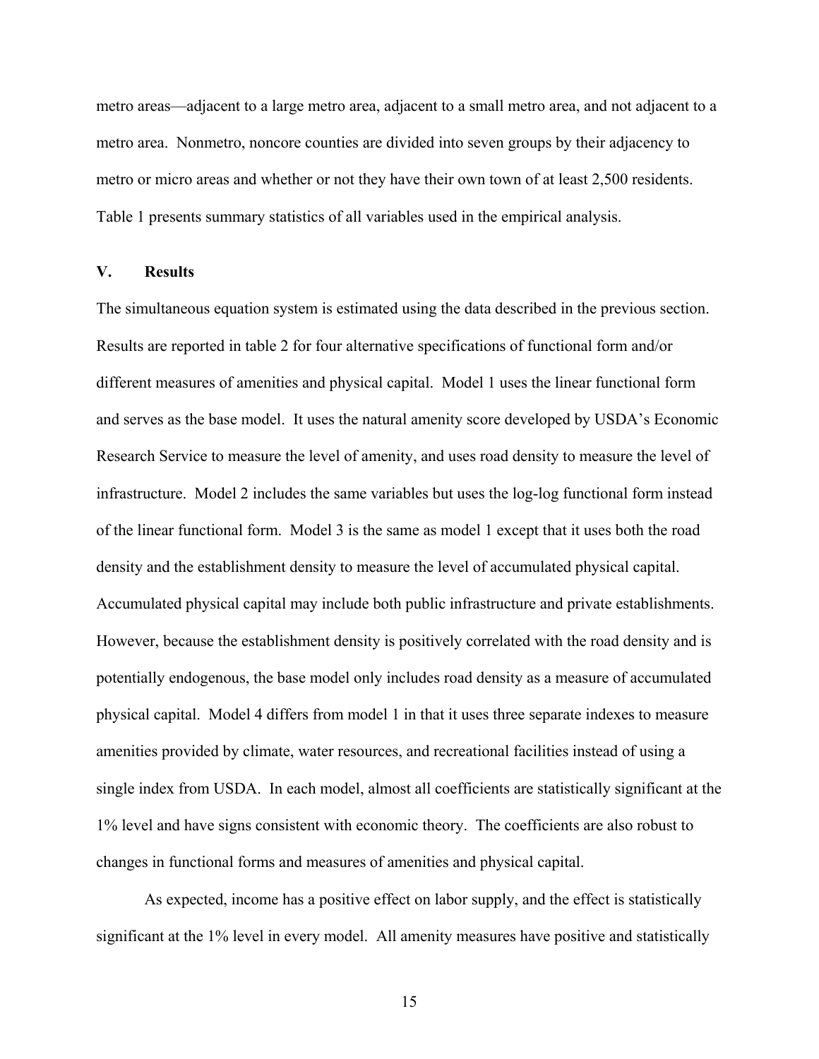metro areas—adjacent to a large metro area, adjacent to a small metro area, and not adjacent to a metro area. Nonmetro, noncore counties are divided into seven groups by their adjacency to metro or micro areas and whether or not they have their own town of at least 2,500 residents. Table 1 presents summary statistics of all variables used in the empirical analysis.

## V. Results

The simultaneous equation system is estimated using the data described in the previous section. Results are reported in table 2 for four alternative specifications of functional form and/or different measures of amenities and physical capital. Model 1 uses the linear functional form and serves as the base model. It uses the natural amenity score developed by USDA's Economic Research Service to measure the level of amenity, and uses road density to measure the level of infrastructure. Model 2 includes the same variables but uses the log-log functional form instead of the linear functional form. Model 3 is the same as model 1 except that it uses both the road density and the establishment density to measure the level of accumulated physical capital. Accumulated physical capital may include both public infrastructure and private establishments. However, because the establishment density is positively correlated with the road density and is potentially endogenous, the base model only includes road density as a measure of accumulated physical capital. Model 4 differs from model 1 in that it uses three separate indexes to measure amenities provided by climate, water resources, and recreational facilities instead of using a single index from USDA. In each model, almost all coefficients are statistically significant at the 1% level and have signs consistent with economic theory. The coefficients are also robust to changes in functional forms and measures of amenities and physical capital.

As expected, income has a positive effect on labor supply, and the effect is statistically significant at the 1% level in every model. All amenity measures have positive and statistically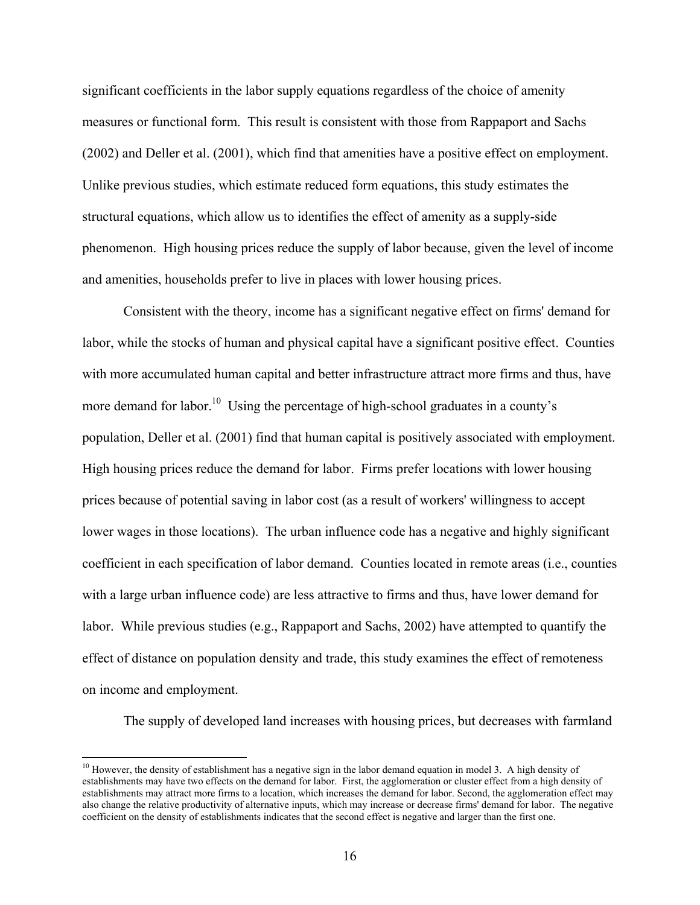significant coefficients in the labor supply equations regardless of the choice of amenity measures or functional form. This result is consistent with those from Rappaport and Sachs (2002) and Deller et al. (2001), which find that amenities have a positive effect on employment. Unlike previous studies, which estimate reduced form equations, this study estimates the structural equations, which allow us to identifies the effect of amenity as a supply-side phenomenon. High housing prices reduce the supply of labor because, given the level of income and amenities, households prefer to live in places with lower housing prices.

Consistent with the theory, income has a significant negative effect on firms' demand for labor, while the stocks of human and physical capital have a significant positive effect. Counties with more accumulated human capital and better infrastructure attract more firms and thus, have more demand for labor.[10] Using the percentage of high-school graduates in a county's population, Deller et al. (2001) find that human capital is positively associated with employment. High housing prices reduce the demand for labor. Firms prefer locations with lower housing prices because of potential saving in labor cost (as a result of workers' willingness to accept lower wages in those locations). The urban influence code has a negative and highly significant coefficient in each specification of labor demand. Counties located in remote areas (i.e., counties with a large urban influence code) are less attractive to firms and thus, have lower demand for labor. While previous studies (e.g., Rappaport and Sachs, 2002) have attempted to quantify the effect of distance on population density and trade, this study examines the effect of remoteness on income and employment.

The supply of developed land increases with housing prices, but decreases with farmland

[10] However, the density of establishment has a negative sign in the labor demand equation in model 3. A high density of establishments may have two effects on the demand for labor. First, the agglomeration or cluster effect from a high density of establishments may attract more firms to a location, which increases the demand for labor. Second, the agglomeration effect may also change the relative productivity of alternative inputs, which may increase or decrease firms' demand for labor. The negative coefficient on the density of establishments indicates that the second effect is negative and larger than the first one.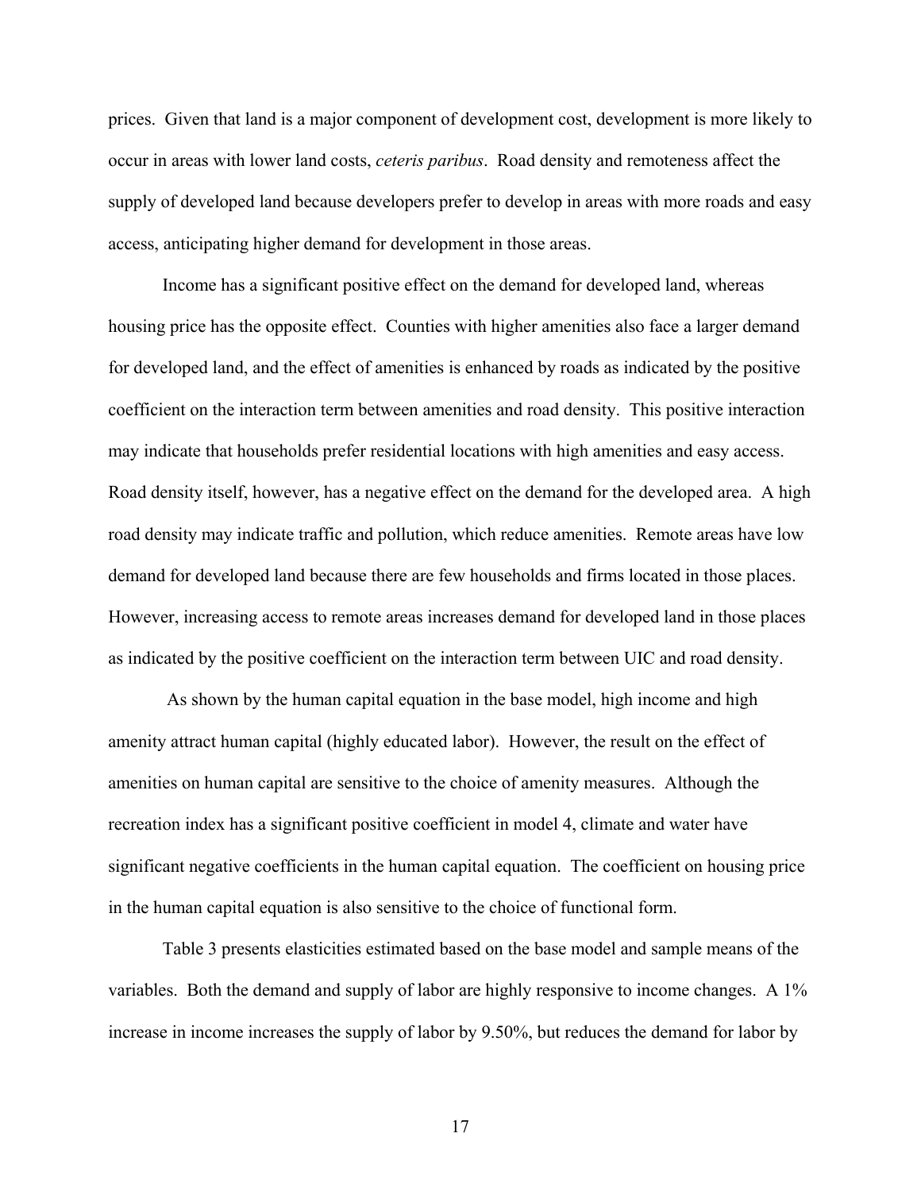prices. Given that land is a major component of development cost, development is more likely to occur in areas with lower land costs, *ceteris paribus*. Road density and remoteness affect the supply of developed land because developers prefer to develop in areas with more roads and easy access, anticipating higher demand for development in those areas.

Income has a significant positive effect on the demand for developed land, whereas housing price has the opposite effect. Counties with higher amenities also face a larger demand for developed land, and the effect of amenities is enhanced by roads as indicated by the positive coefficient on the interaction term between amenities and road density. This positive interaction may indicate that households prefer residential locations with high amenities and easy access. Road density itself, however, has a negative effect on the demand for the developed area. A high road density may indicate traffic and pollution, which reduce amenities. Remote areas have low demand for developed land because there are few households and firms located in those places. However, increasing access to remote areas increases demand for developed land in those places as indicated by the positive coefficient on the interaction term between UIC and road density.

As shown by the human capital equation in the base model, high income and high amenity attract human capital (highly educated labor). However, the result on the effect of amenities on human capital are sensitive to the choice of amenity measures. Although the recreation index has a significant positive coefficient in model 4, climate and water have significant negative coefficients in the human capital equation. The coefficient on housing price in the human capital equation is also sensitive to the choice of functional form.

Table 3 presents elasticities estimated based on the base model and sample means of the variables. Both the demand and supply of labor are highly responsive to income changes. A 1% increase in income increases the supply of labor by 9.50%, but reduces the demand for labor by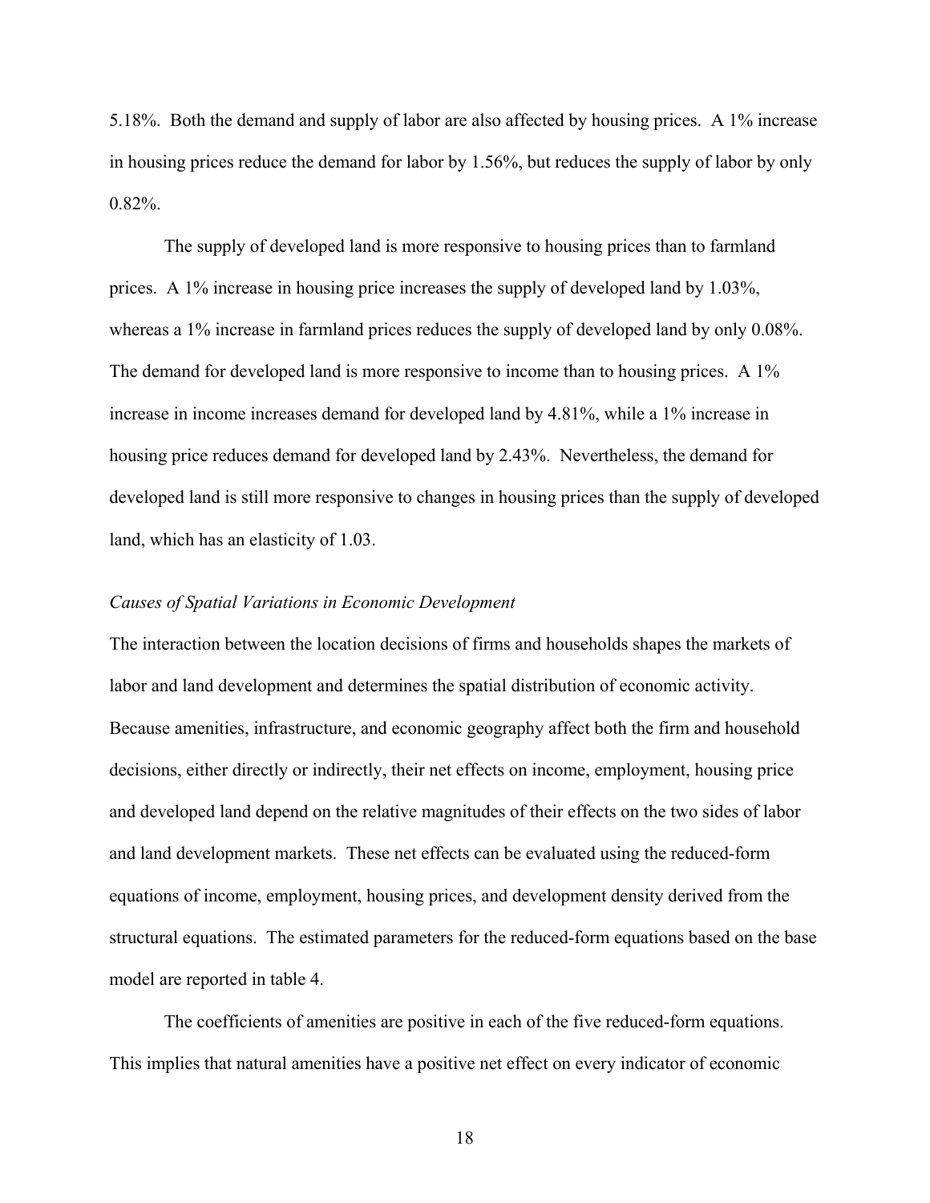5.18%. Both the demand and supply of labor are also affected by housing prices. A 1% increase in housing prices reduce the demand for labor by 1.56%, but reduces the supply of labor by only 0.82%.

The supply of developed land is more responsive to housing prices than to farmland prices. A 1% increase in housing price increases the supply of developed land by 1.03%, whereas a 1% increase in farmland prices reduces the supply of developed land by only 0.08%. The demand for developed land is more responsive to income than to housing prices. A 1% increase in income increases demand for developed land by 4.81%, while a 1% increase in housing price reduces demand for developed land by 2.43%. Nevertheless, the demand for developed land is still more responsive to changes in housing prices than the supply of developed land, which has an elasticity of 1.03.

*Causes of Spatial Variations in Economic Development*

The interaction between the location decisions of firms and households shapes the markets of labor and land development and determines the spatial distribution of economic activity. Because amenities, infrastructure, and economic geography affect both the firm and household decisions, either directly or indirectly, their net effects on income, employment, housing price and developed land depend on the relative magnitudes of their effects on the two sides of labor and land development markets. These net effects can be evaluated using the reduced-form equations of income, employment, housing prices, and development density derived from the structural equations. The estimated parameters for the reduced-form equations based on the base model are reported in table 4.

The coefficients of amenities are positive in each of the five reduced-form equations. This implies that natural amenities have a positive net effect on every indicator of economic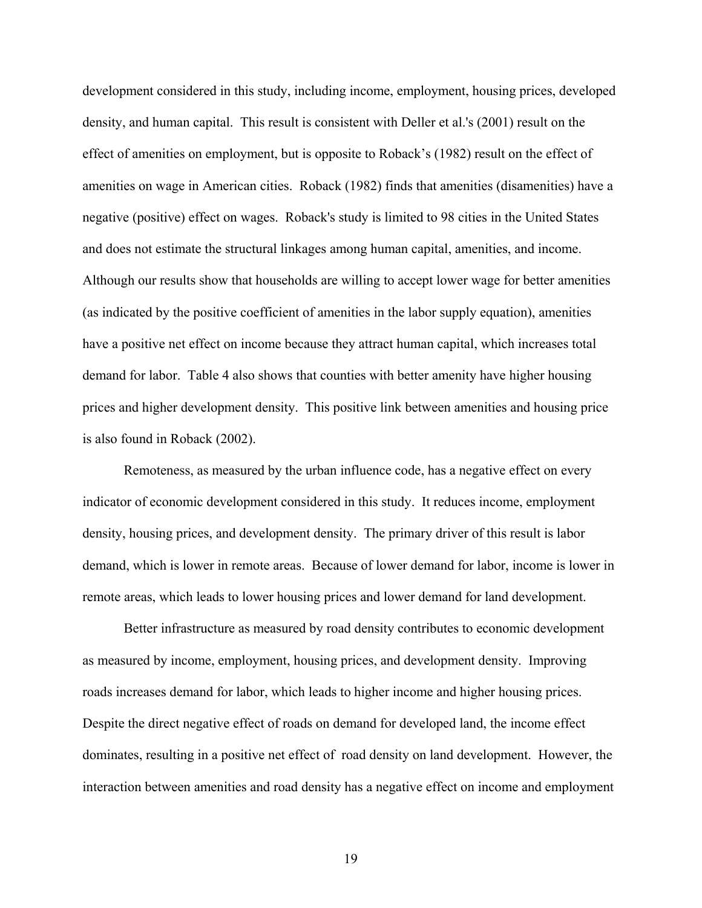development considered in this study, including income, employment, housing prices, developed density, and human capital. This result is consistent with Deller et al.'s (2001) result on the effect of amenities on employment, but is opposite to Roback's (1982) result on the effect of amenities on wage in American cities. Roback (1982) finds that amenities (disamenities) have a negative (positive) effect on wages. Roback's study is limited to 98 cities in the United States and does not estimate the structural linkages among human capital, amenities, and income. Although our results show that households are willing to accept lower wage for better amenities (as indicated by the positive coefficient of amenities in the labor supply equation), amenities have a positive net effect on income because they attract human capital, which increases total demand for labor. Table 4 also shows that counties with better amenity have higher housing prices and higher development density. This positive link between amenities and housing price is also found in Roback (2002).

Remoteness, as measured by the urban influence code, has a negative effect on every indicator of economic development considered in this study. It reduces income, employment density, housing prices, and development density. The primary driver of this result is labor demand, which is lower in remote areas. Because of lower demand for labor, income is lower in remote areas, which leads to lower housing prices and lower demand for land development.

Better infrastructure as measured by road density contributes to economic development as measured by income, employment, housing prices, and development density. Improving roads increases demand for labor, which leads to higher income and higher housing prices. Despite the direct negative effect of roads on demand for developed land, the income effect dominates, resulting in a positive net effect of road density on land development. However, the interaction between amenities and road density has a negative effect on income and employment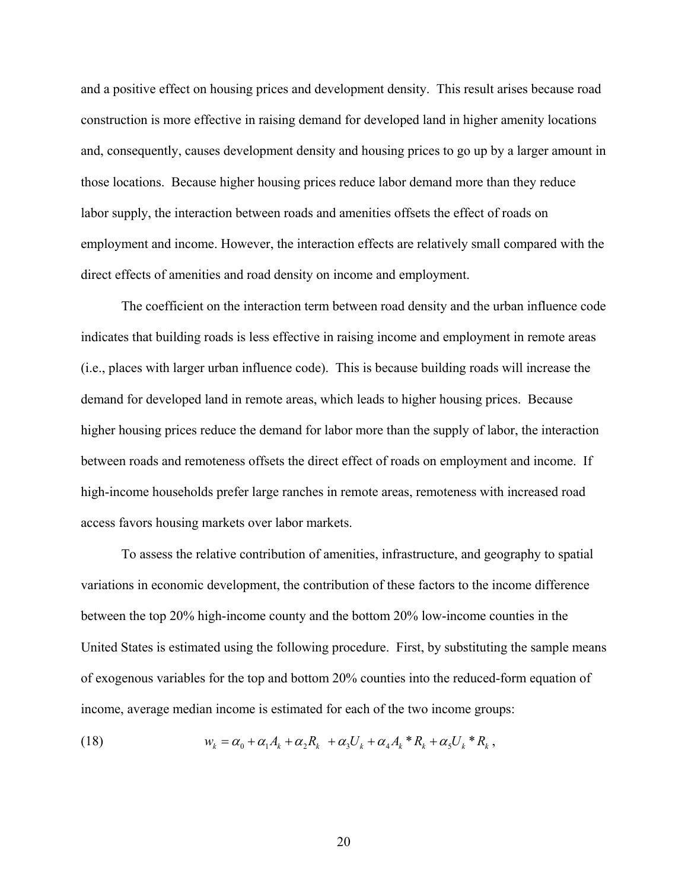and a positive effect on housing prices and development density. This result arises because road construction is more effective in raising demand for developed land in higher amenity locations and, consequently, causes development density and housing prices to go up by a larger amount in those locations. Because higher housing prices reduce labor demand more than they reduce labor supply, the interaction between roads and amenities offsets the effect of roads on employment and income. However, the interaction effects are relatively small compared with the direct effects of amenities and road density on income and employment.

The coefficient on the interaction term between road density and the urban influence code indicates that building roads is less effective in raising income and employment in remote areas (i.e., places with larger urban influence code). This is because building roads will increase the demand for developed land in remote areas, which leads to higher housing prices. Because higher housing prices reduce the demand for labor more than the supply of labor, the interaction between roads and remoteness offsets the direct effect of roads on employment and income. If high-income households prefer large ranches in remote areas, remoteness with increased road access favors housing markets over labor markets.

To assess the relative contribution of amenities, infrastructure, and geography to spatial variations in economic development, the contribution of these factors to the income difference between the top 20% high-income county and the bottom 20% low-income counties in the United States is estimated using the following procedure. First, by substituting the sample means of exogenous variables for the top and bottom 20% counties into the reduced-form equation of income, average median income is estimated for each of the two income groups:

$$w_k = \alpha_0 + \alpha_1 A_k + \alpha_2 R_k + \alpha_3 U_k + \alpha_4 A_k * R_k + \alpha_5 U_k * R_k , \tag{18}$$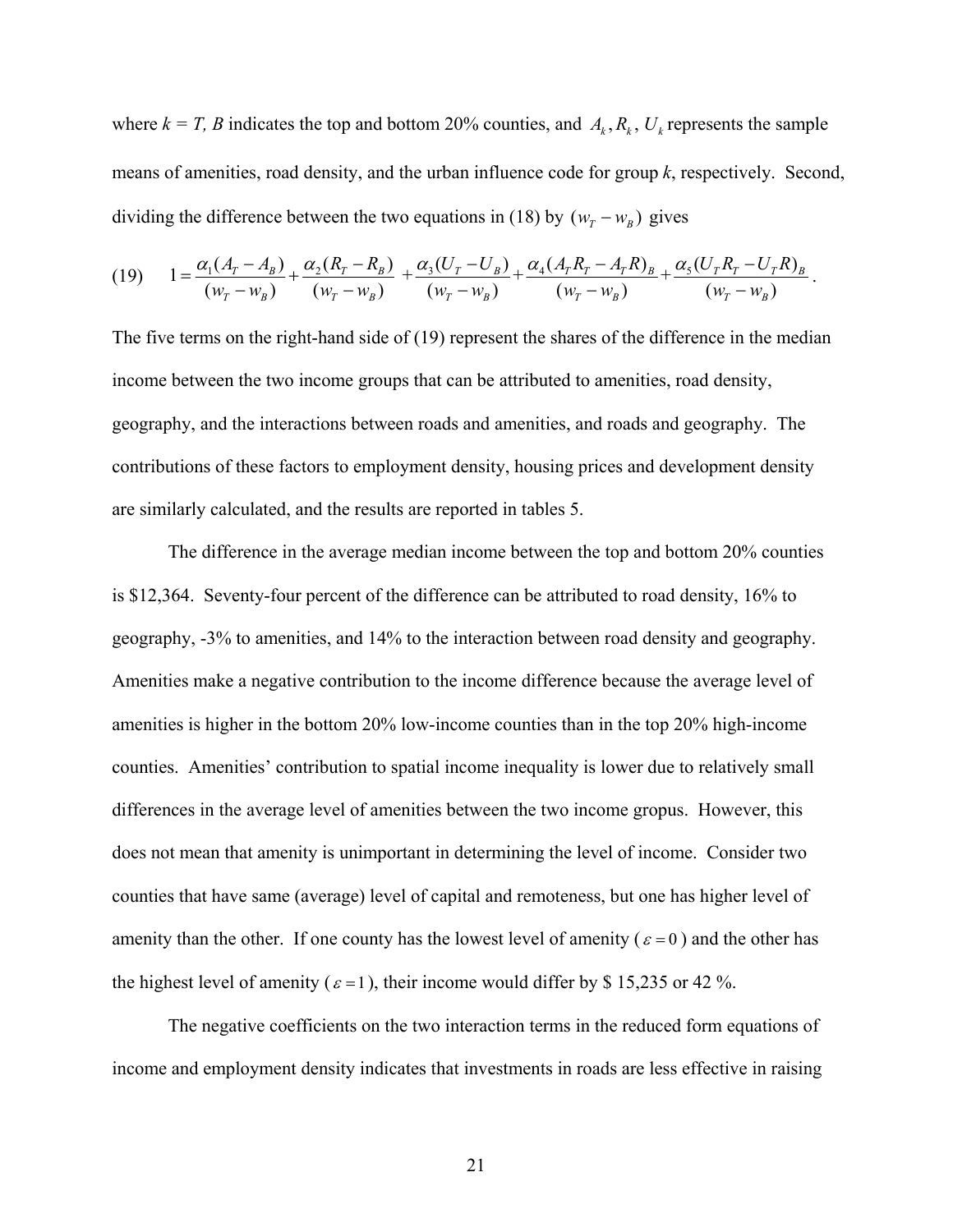where $k = T, B$ indicates the top and bottom 20% counties, and $A_k, R_k, U_k$ represents the sample means of amenities, road density, and the urban influence code for group $k$, respectively. Second, dividing the difference between the two equations in (18) by $(w_T - w_B)$ gives

$$(19) \qquad 1 = \frac{\alpha_1(A_T - A_B)}{(w_T - w_B)} + \frac{\alpha_2(R_T - R_B)}{(w_T - w_B)} + \frac{\alpha_3(U_T - U_B)}{(w_T - w_B)} + \frac{\alpha_4(A_T R_T - A_T R)_B}{(w_T - w_B)} + \frac{\alpha_5(U_T R_T - U_T R)_B}{(w_T - w_B)}.$$

The five terms on the right-hand side of (19) represent the shares of the difference in the median income between the two income groups that can be attributed to amenities, road density, geography, and the interactions between roads and amenities, and roads and geography. The contributions of these factors to employment density, housing prices and development density are similarly calculated, and the results are reported in tables 5.

The difference in the average median income between the top and bottom 20% counties is \$12,364. Seventy-four percent of the difference can be attributed to road density, 16% to geography, -3% to amenities, and 14% to the interaction between road density and geography. Amenities make a negative contribution to the income difference because the average level of amenities is higher in the bottom 20% low-income counties than in the top 20% high-income counties. Amenities' contribution to spatial income inequality is lower due to relatively small differences in the average level of amenities between the two income gropus. However, this does not mean that amenity is unimportant in determining the level of income. Consider two counties that have same (average) level of capital and remoteness, but one has higher level of amenity than the other. If one county has the lowest level of amenity ($\varepsilon = 0$) and the other has the highest level of amenity ($\varepsilon = 1$), their income would differ by \$ 15,235 or 42 %.

The negative coefficients on the two interaction terms in the reduced form equations of income and employment density indicates that investments in roads are less effective in raising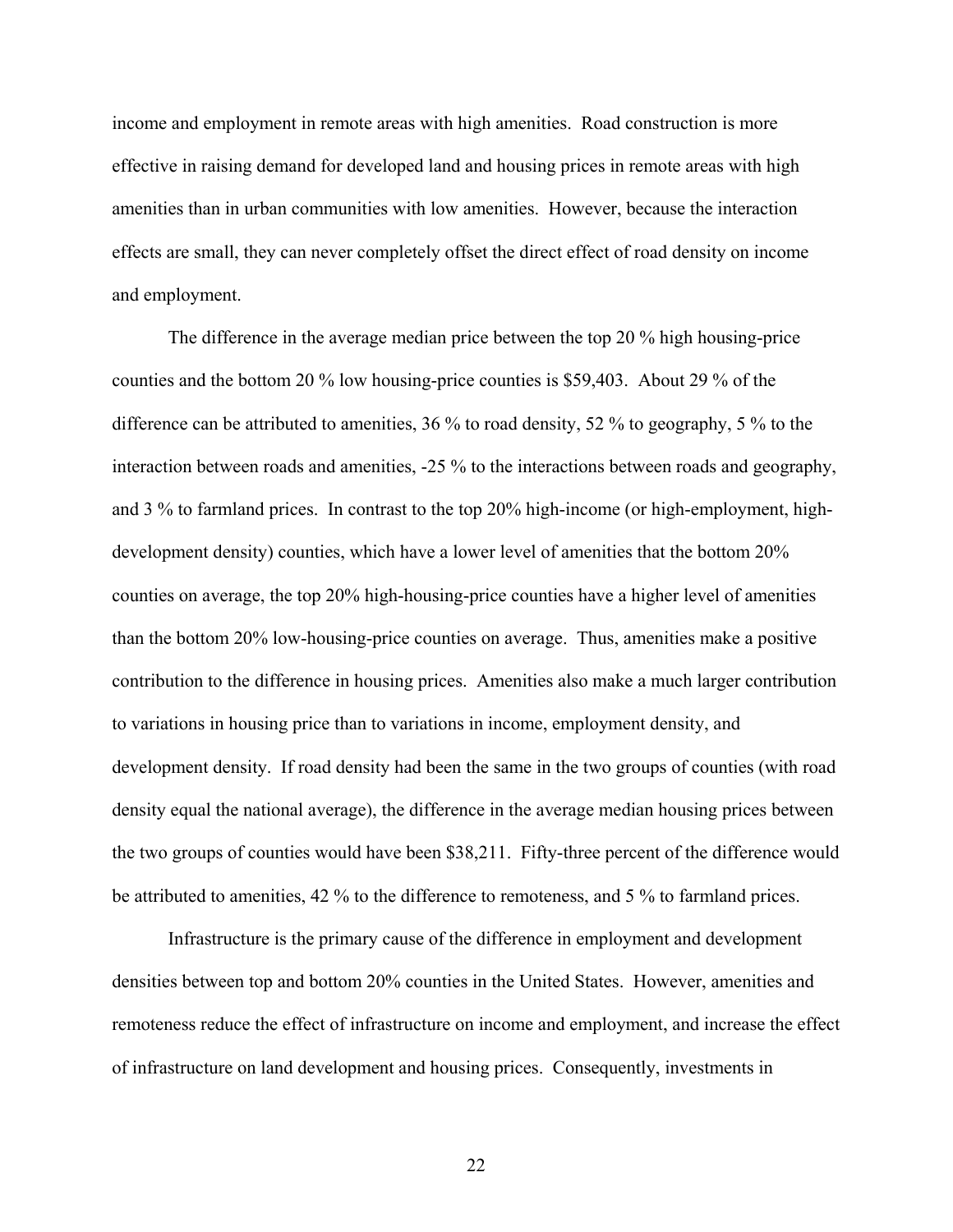income and employment in remote areas with high amenities. Road construction is more effective in raising demand for developed land and housing prices in remote areas with high amenities than in urban communities with low amenities. However, because the interaction effects are small, they can never completely offset the direct effect of road density on income and employment.

The difference in the average median price between the top 20 % high housing-price counties and the bottom 20 % low housing-price counties is \$59,403. About 29 % of the difference can be attributed to amenities, 36 % to road density, 52 % to geography, 5 % to the interaction between roads and amenities, -25 % to the interactions between roads and geography, and 3 % to farmland prices. In contrast to the top 20% high-income (or high-employment, high-development density) counties, which have a lower level of amenities that the bottom 20% counties on average, the top 20% high-housing-price counties have a higher level of amenities than the bottom 20% low-housing-price counties on average. Thus, amenities make a positive contribution to the difference in housing prices. Amenities also make a much larger contribution to variations in housing price than to variations in income, employment density, and development density. If road density had been the same in the two groups of counties (with road density equal the national average), the difference in the average median housing prices between the two groups of counties would have been \$38,211. Fifty-three percent of the difference would be attributed to amenities, 42 % to the difference to remoteness, and 5 % to farmland prices.

Infrastructure is the primary cause of the difference in employment and development densities between top and bottom 20% counties in the United States. However, amenities and remoteness reduce the effect of infrastructure on income and employment, and increase the effect of infrastructure on land development and housing prices. Consequently, investments in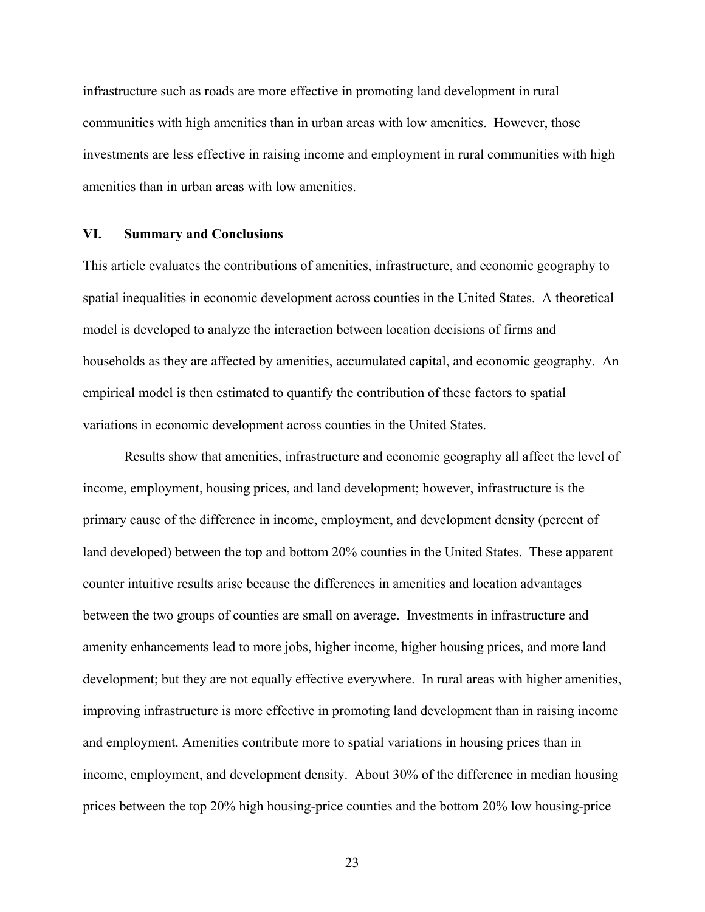infrastructure such as roads are more effective in promoting land development in rural communities with high amenities than in urban areas with low amenities. However, those investments are less effective in raising income and employment in rural communities with high amenities than in urban areas with low amenities.

## VI. Summary and Conclusions

This article evaluates the contributions of amenities, infrastructure, and economic geography to spatial inequalities in economic development across counties in the United States. A theoretical model is developed to analyze the interaction between location decisions of firms and households as they are affected by amenities, accumulated capital, and economic geography. An empirical model is then estimated to quantify the contribution of these factors to spatial variations in economic development across counties in the United States.

Results show that amenities, infrastructure and economic geography all affect the level of income, employment, housing prices, and land development; however, infrastructure is the primary cause of the difference in income, employment, and development density (percent of land developed) between the top and bottom 20% counties in the United States. These apparent counter intuitive results arise because the differences in amenities and location advantages between the two groups of counties are small on average. Investments in infrastructure and amenity enhancements lead to more jobs, higher income, higher housing prices, and more land development; but they are not equally effective everywhere. In rural areas with higher amenities, improving infrastructure is more effective in promoting land development than in raising income and employment. Amenities contribute more to spatial variations in housing prices than in income, employment, and development density. About 30% of the difference in median housing prices between the top 20% high housing-price counties and the bottom 20% low housing-price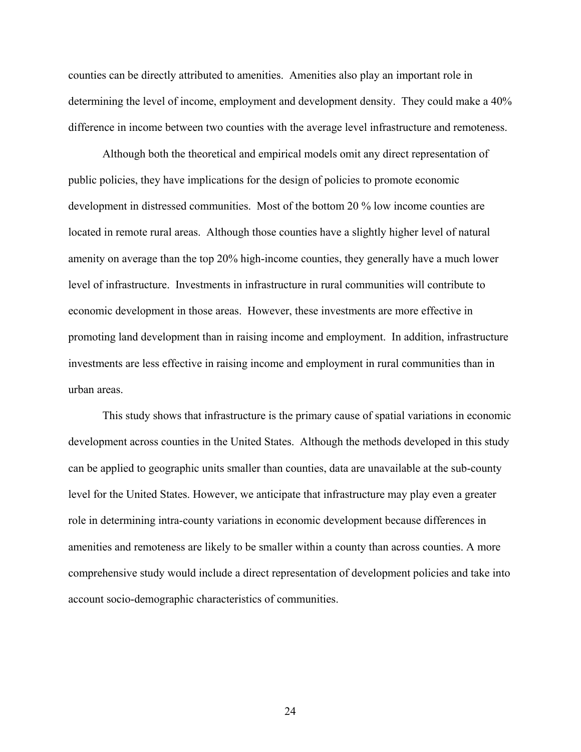counties can be directly attributed to amenities. Amenities also play an important role in determining the level of income, employment and development density. They could make a 40% difference in income between two counties with the average level infrastructure and remoteness.

Although both the theoretical and empirical models omit any direct representation of public policies, they have implications for the design of policies to promote economic development in distressed communities. Most of the bottom 20 % low income counties are located in remote rural areas. Although those counties have a slightly higher level of natural amenity on average than the top 20% high-income counties, they generally have a much lower level of infrastructure. Investments in infrastructure in rural communities will contribute to economic development in those areas. However, these investments are more effective in promoting land development than in raising income and employment. In addition, infrastructure investments are less effective in raising income and employment in rural communities than in urban areas.

This study shows that infrastructure is the primary cause of spatial variations in economic development across counties in the United States. Although the methods developed in this study can be applied to geographic units smaller than counties, data are unavailable at the sub-county level for the United States. However, we anticipate that infrastructure may play even a greater role in determining intra-county variations in economic development because differences in amenities and remoteness are likely to be smaller within a county than across counties. A more comprehensive study would include a direct representation of development policies and take into account socio-demographic characteristics of communities.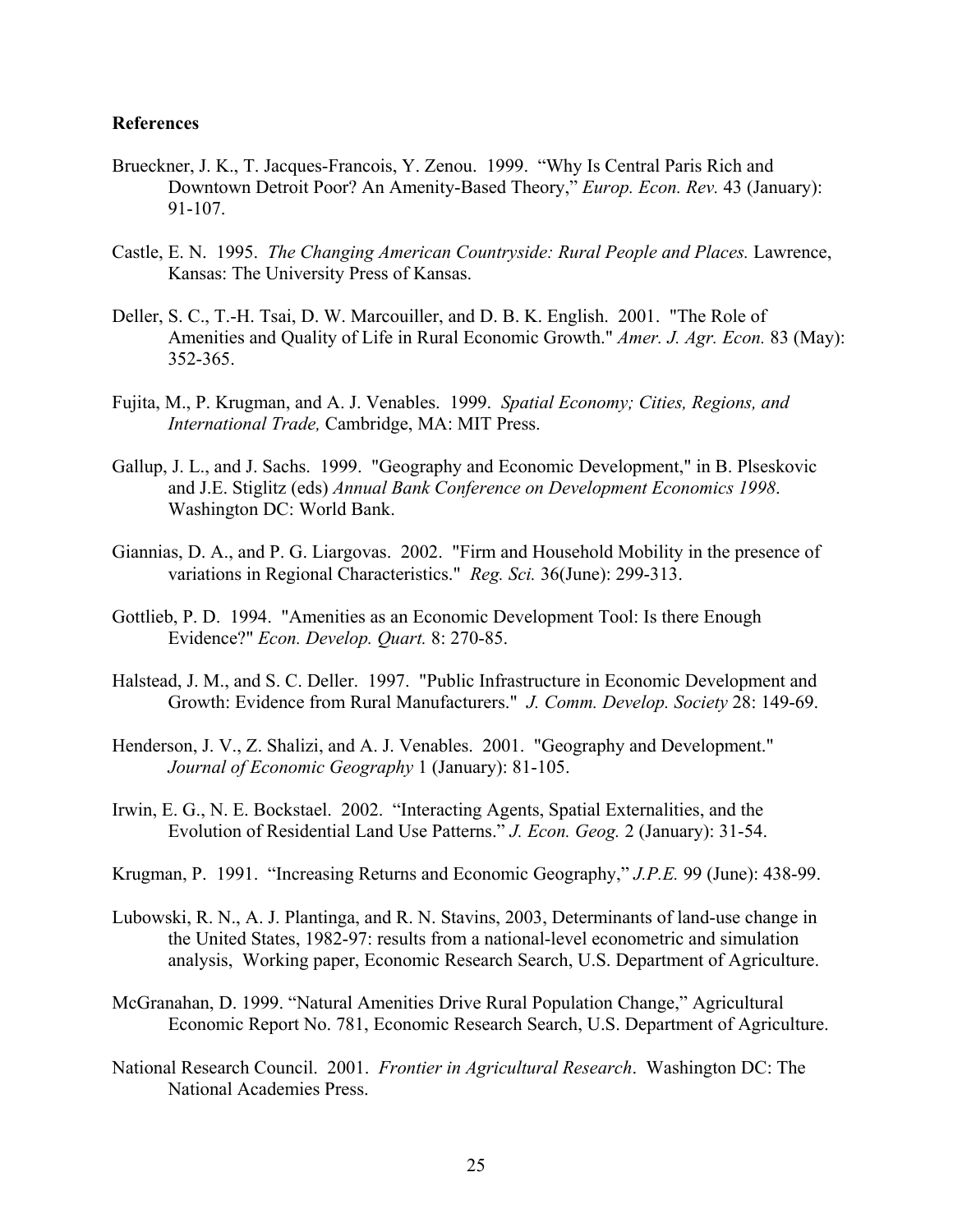**References**

Brueckner, J. K., T. Jacques-Francois, Y. Zenou. 1999. "Why Is Central Paris Rich and Downtown Detroit Poor? An Amenity-Based Theory," *Europ. Econ. Rev.* 43 (January): 91-107.

Castle, E. N. 1995. *The Changing American Countryside: Rural People and Places.* Lawrence, Kansas: The University Press of Kansas.

Deller, S. C., T.-H. Tsai, D. W. Marcouiller, and D. B. K. English. 2001. "The Role of Amenities and Quality of Life in Rural Economic Growth." *Amer. J. Agr. Econ.* 83 (May): 352-365.

Fujita, M., P. Krugman, and A. J. Venables. 1999. *Spatial Economy; Cities, Regions, and International Trade,* Cambridge, MA: MIT Press.

Gallup, J. L., and J. Sachs. 1999. "Geography and Economic Development," in B. Plseskovic and J.E. Stiglitz (eds) *Annual Bank Conference on Development Economics 1998*. Washington DC: World Bank.

Giannias, D. A., and P. G. Liargovas. 2002. "Firm and Household Mobility in the presence of variations in Regional Characteristics." *Reg. Sci.* 36(June): 299-313.

Gottlieb, P. D. 1994. "Amenities as an Economic Development Tool: Is there Enough Evidence?" *Econ. Develop. Quart.* 8: 270-85.

Halstead, J. M., and S. C. Deller. 1997. "Public Infrastructure in Economic Development and Growth: Evidence from Rural Manufacturers." *J. Comm. Develop. Society* 28: 149-69.

Henderson, J. V., Z. Shalizi, and A. J. Venables. 2001. "Geography and Development." *Journal of Economic Geography* 1 (January): 81-105.

Irwin, E. G., N. E. Bockstael. 2002. "Interacting Agents, Spatial Externalities, and the Evolution of Residential Land Use Patterns." *J. Econ. Geog.* 2 (January): 31-54.

Krugman, P. 1991. "Increasing Returns and Economic Geography," *J.P.E.* 99 (June): 438-99.

Lubowski, R. N., A. J. Plantinga, and R. N. Stavins, 2003, Determinants of land-use change in the United States, 1982-97: results from a national-level econometric and simulation analysis, Working paper, Economic Research Search, U.S. Department of Agriculture.

McGranahan, D. 1999. "Natural Amenities Drive Rural Population Change," Agricultural Economic Report No. 781, Economic Research Search, U.S. Department of Agriculture.

National Research Council. 2001. *Frontier in Agricultural Research*. Washington DC: The National Academies Press.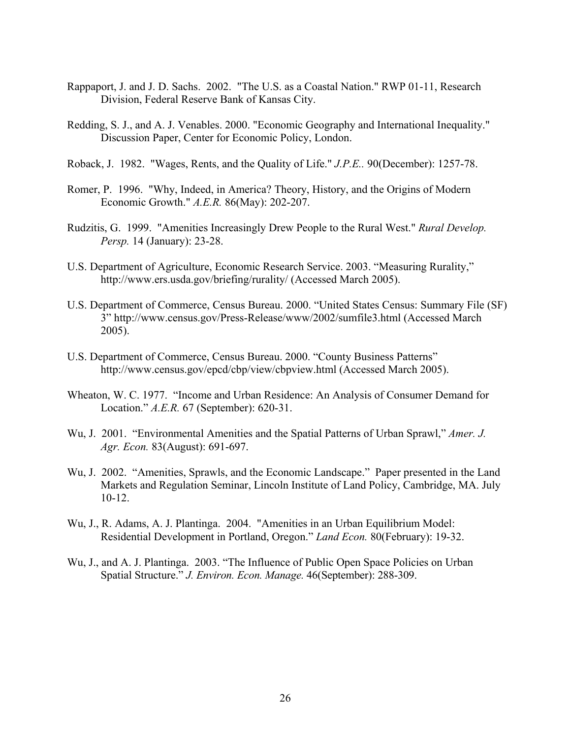Rappaport, J. and J. D. Sachs. 2002. "The U.S. as a Coastal Nation." RWP 01-11, Research Division, Federal Reserve Bank of Kansas City.

Redding, S. J., and A. J. Venables. 2000. "Economic Geography and International Inequality." Discussion Paper, Center for Economic Policy, London.

Roback, J. 1982. "Wages, Rents, and the Quality of Life." *J.P.E..* 90(December): 1257-78.

Romer, P. 1996. "Why, Indeed, in America? Theory, History, and the Origins of Modern Economic Growth." *A.E.R.* 86(May): 202-207.

Rudzitis, G. 1999. "Amenities Increasingly Drew People to the Rural West." *Rural Develop. Persp.* 14 (January): 23-28.

U.S. Department of Agriculture, Economic Research Service. 2003. "Measuring Rurality," http://www.ers.usda.gov/briefing/rurality/ (Accessed March 2005).

U.S. Department of Commerce, Census Bureau. 2000. "United States Census: Summary File (SF) 3" http://www.census.gov/Press-Release/www/2002/sumfile3.html (Accessed March 2005).

U.S. Department of Commerce, Census Bureau. 2000. "County Business Patterns" http://www.census.gov/epcd/cbp/view/cbpview.html (Accessed March 2005).

Wheaton, W. C. 1977. "Income and Urban Residence: An Analysis of Consumer Demand for Location." *A.E.R.* 67 (September): 620-31.

Wu, J. 2001. "Environmental Amenities and the Spatial Patterns of Urban Sprawl," *Amer. J. Agr. Econ.* 83(August): 691-697.

Wu, J. 2002. "Amenities, Sprawls, and the Economic Landscape." Paper presented in the Land Markets and Regulation Seminar, Lincoln Institute of Land Policy, Cambridge, MA. July 10-12.

Wu, J., R. Adams, A. J. Plantinga. 2004. "Amenities in an Urban Equilibrium Model: Residential Development in Portland, Oregon." *Land Econ.* 80(February): 19-32.

Wu, J., and A. J. Plantinga. 2003. "The Influence of Public Open Space Policies on Urban Spatial Structure." *J. Environ. Econ. Manage.* 46(September): 288-309.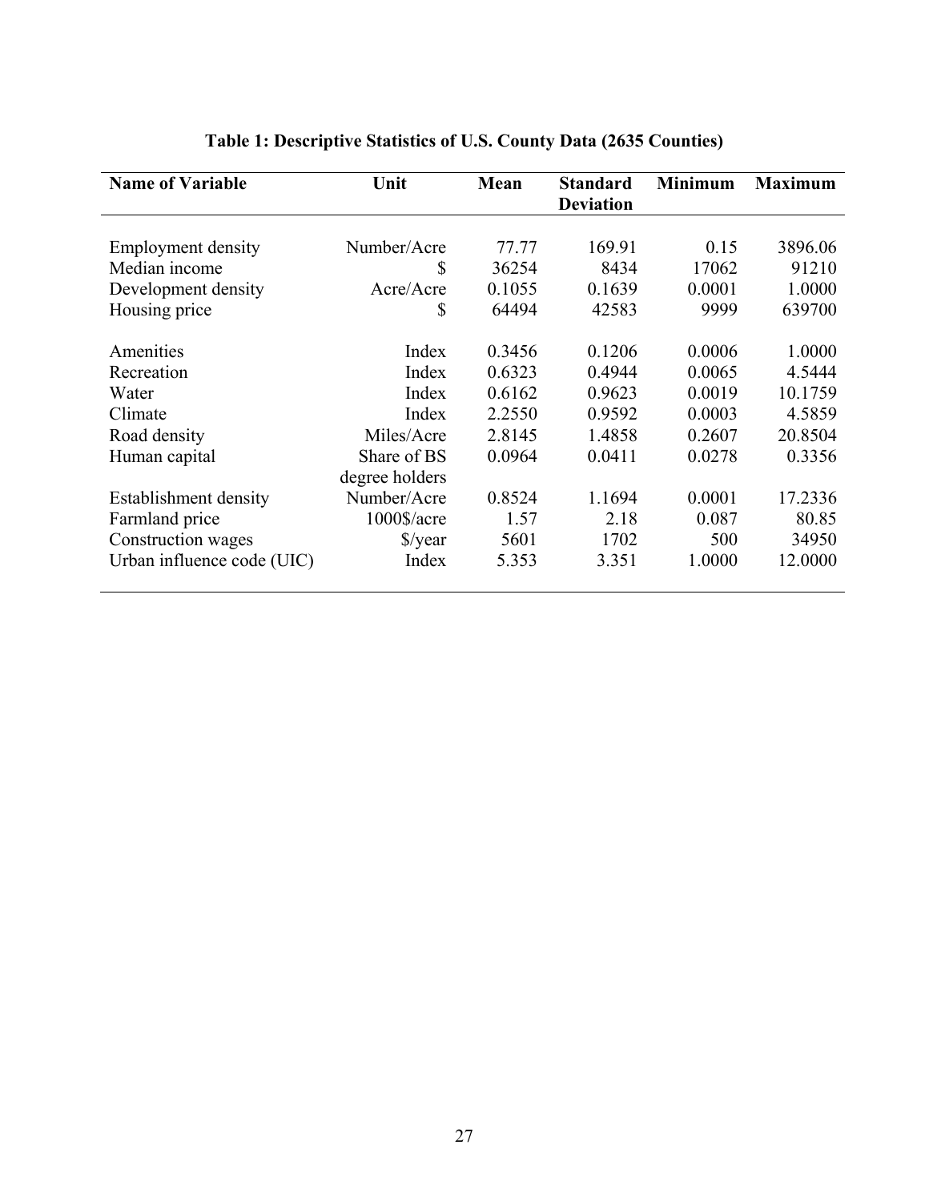**Table 1: Descriptive Statistics of U.S. County Data (2635 Counties)**

| Name of Variable | Unit | Mean | Standard Deviation | Minimum | Maximum |
|---|---|---|---|---|---|
| Employment density | Number/Acre | 77.77 | 169.91 | 0.15 | 3896.06 |
| Median income | $ | 36254 | 8434 | 17062 | 91210 |
| Development density | Acre/Acre | 0.1055 | 0.1639 | 0.0001 | 1.0000 |
| Housing price | $ | 64494 | 42583 | 9999 | 639700 |
| Amenities | Index | 0.3456 | 0.1206 | 0.0006 | 1.0000 |
| Recreation | Index | 0.6323 | 0.4944 | 0.0065 | 4.5444 |
| Water | Index | 0.6162 | 0.9623 | 0.0019 | 10.1759 |
| Climate | Index | 2.2550 | 0.9592 | 0.0003 | 4.5859 |
| Road density | Miles/Acre | 2.8145 | 1.4858 | 0.2607 | 20.8504 |
| Human capital | Share of BS degree holders | 0.0964 | 0.0411 | 0.0278 | 0.3356 |
| Establishment density | Number/Acre | 0.8524 | 1.1694 | 0.0001 | 17.2336 |
| Farmland price | 1000$/acre | 1.57 | 2.18 | 0.087 | 80.85 |
| Construction wages | $/year | 5601 | 1702 | 500 | 34950 |
| Urban influence code (UIC) | Index | 5.353 | 3.351 | 1.0000 | 12.0000 |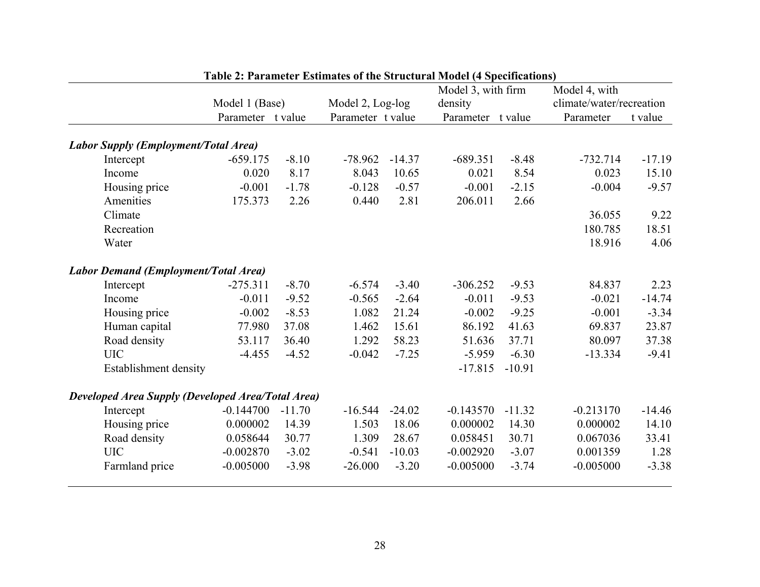**Table 2: Parameter Estimates of the Structural Model (4 Specifications)**

| | Model 1 (Base) | | Model 2, Log-log | | Model 3, with firm density | | Model 4, with climate/water/recreation | |
|---|---|---|---|---|---|---|---|---|
| | Parameter | t value | Parameter | t value | Parameter | t value | Parameter | t value |
| ***Labor Supply (Employment/Total Area)*** | | | | | | | | |
| Intercept | -659.175 | -8.10 | -78.962 | -14.37 | -689.351 | -8.48 | -732.714 | -17.19 |
| Income | 0.020 | 8.17 | 8.043 | 10.65 | 0.021 | 8.54 | 0.023 | 15.10 |
| Housing price | -0.001 | -1.78 | -0.128 | -0.57 | -0.001 | -2.15 | -0.004 | -9.57 |
| Amenities | 175.373 | 2.26 | 0.440 | 2.81 | 206.011 | 2.66 | | |
| Climate | | | | | | | 36.055 | 9.22 |
| Recreation | | | | | | | 180.785 | 18.51 |
| Water | | | | | | | 18.916 | 4.06 |
| ***Labor Demand (Employment/Total Area)*** | | | | | | | | |
| Intercept | -275.311 | -8.70 | -6.574 | -3.40 | -306.252 | -9.53 | 84.837 | 2.23 |
| Income | -0.011 | -9.52 | -0.565 | -2.64 | -0.011 | -9.53 | -0.021 | -14.74 |
| Housing price | -0.002 | -8.53 | 1.082 | 21.24 | -0.002 | -9.25 | -0.001 | -3.34 |
| Human capital | 77.980 | 37.08 | 1.462 | 15.61 | 86.192 | 41.63 | 69.837 | 23.87 |
| Road density | 53.117 | 36.40 | 1.292 | 58.23 | 51.636 | 37.71 | 80.097 | 37.38 |
| UIC | -4.455 | -4.52 | -0.042 | -7.25 | -5.959 | -6.30 | -13.334 | -9.41 |
| Establishment density | | | | | -17.815 | -10.91 | | |
| ***Developed Area Supply (Developed Area/Total Area)*** | | | | | | | | |
| Intercept | -0.144700 | -11.70 | -16.544 | -24.02 | -0.143570 | -11.32 | -0.213170 | -14.46 |
| Housing price | 0.000002 | 14.39 | 1.503 | 18.06 | 0.000002 | 14.30 | 0.000002 | 14.10 |
| Road density | 0.058644 | 30.77 | 1.309 | 28.67 | 0.058451 | 30.71 | 0.067036 | 33.41 |
| UIC | -0.002870 | -3.02 | -0.541 | -10.03 | -0.002920 | -3.07 | 0.001359 | 1.28 |
| Farmland price | -0.005000 | -3.98 | -26.000 | -3.20 | -0.005000 | -3.74 | -0.005000 | -3.38 |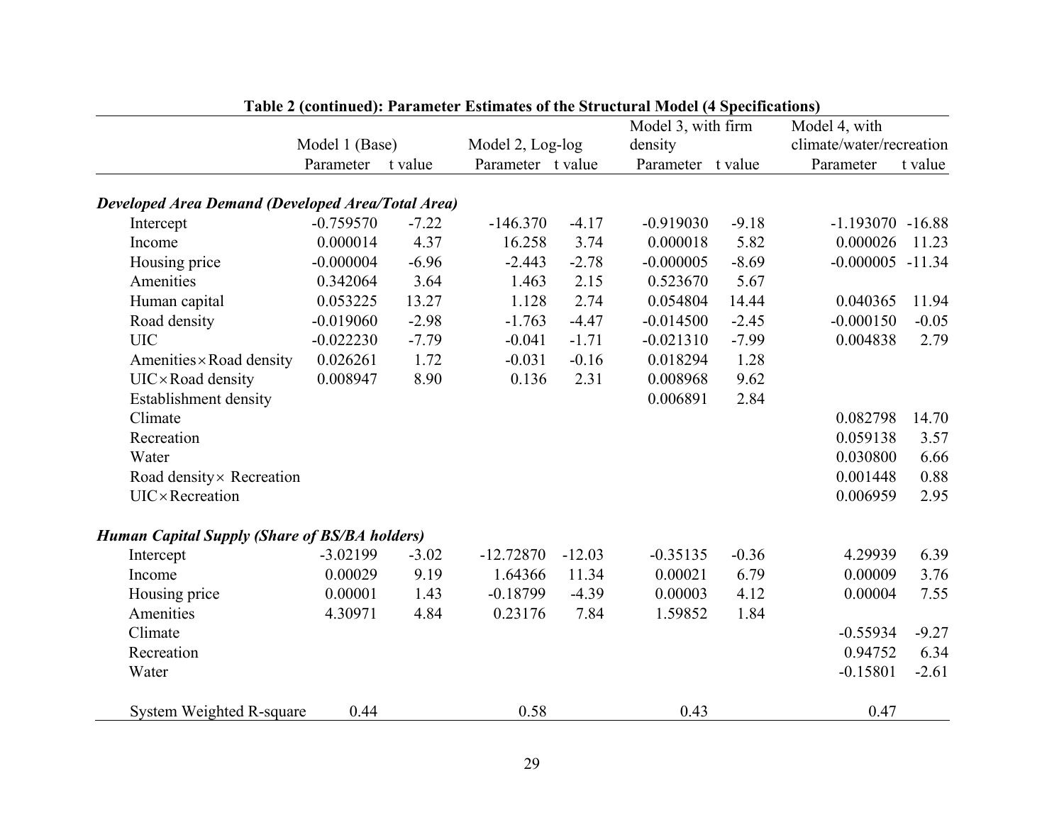**Table 2 (continued): Parameter Estimates of the Structural Model (4 Specifications)**

| | Model 1 (Base) | | Model 2, Log-log | | Model 3, with firm density | | Model 4, with climate/water/recreation | |
|---|---|---|---|---|---|---|---|---|
| | Parameter | t value | Parameter | t value | Parameter | t value | Parameter | t value |
| ***Developed Area Demand (Developed Area/Total Area)*** | | | | | | | | |
| Intercept | -0.759570 | -7.22 | -146.370 | -4.17 | -0.919030 | -9.18 | -1.193070 | -16.88 |
| Income | 0.000014 | 4.37 | 16.258 | 3.74 | 0.000018 | 5.82 | 0.000026 | 11.23 |
| Housing price | -0.000004 | -6.96 | -2.443 | -2.78 | -0.000005 | -8.69 | -0.000005 | -11.34 |
| Amenities | 0.342064 | 3.64 | 1.463 | 2.15 | 0.523670 | 5.67 | | |
| Human capital | 0.053225 | 13.27 | 1.128 | 2.74 | 0.054804 | 14.44 | 0.040365 | 11.94 |
| Road density | -0.019060 | -2.98 | -1.763 | -4.47 | -0.014500 | -2.45 | -0.000150 | -0.05 |
| UIC | -0.022230 | -7.79 | -0.041 | -1.71 | -0.021310 | -7.99 | 0.004838 | 2.79 |
| Amenities × Road density | 0.026261 | 1.72 | -0.031 | -0.16 | 0.018294 | 1.28 | | |
| UIC × Road density | 0.008947 | 8.90 | 0.136 | 2.31 | 0.008968 | 9.62 | | |
| Establishment density | | | | | 0.006891 | 2.84 | | |
| Climate | | | | | | | 0.082798 | 14.70 |
| Recreation | | | | | | | 0.059138 | 3.57 |
| Water | | | | | | | 0.030800 | 6.66 |
| Road density × Recreation | | | | | | | 0.001448 | 0.88 |
| UIC × Recreation | | | | | | | 0.006959 | 2.95 |
| ***Human Capital Supply (Share of BS/BA holders)*** | | | | | | | | |
| Intercept | -3.02199 | -3.02 | -12.72870 | -12.03 | -0.35135 | -0.36 | 4.29939 | 6.39 |
| Income | 0.00029 | 9.19 | 1.64366 | 11.34 | 0.00021 | 6.79 | 0.00009 | 3.76 |
| Housing price | 0.00001 | 1.43 | -0.18799 | -4.39 | 0.00003 | 4.12 | 0.00004 | 7.55 |
| Amenities | 4.30971 | 4.84 | 0.23176 | 7.84 | 1.59852 | 1.84 | | |
| Climate | | | | | | | -0.55934 | -9.27 |
| Recreation | | | | | | | 0.94752 | 6.34 |
| Water | | | | | | | -0.15801 | -2.61 |
| System Weighted R-square | 0.44 | | 0.58 | | 0.43 | | 0.47 | |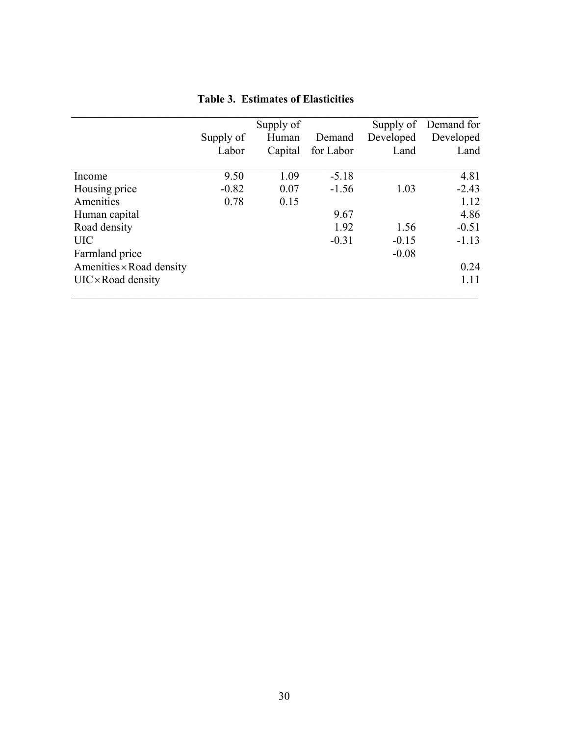**Table 3. Estimates of Elasticities**

| | Supply of Labor | Supply of Human Capital | Demand for Labor | Supply of Developed Land | Demand for Developed Land |
|---|---|---|---|---|---|
| Income | 9.50 | 1.09 | -5.18 | | 4.81 |
| Housing price | -0.82 | 0.07 | -1.56 | 1.03 | -2.43 |
| Amenities | 0.78 | 0.15 | | | 1.12 |
| Human capital | | | 9.67 | | 4.86 |
| Road density | | | 1.92 | 1.56 | -0.51 |
| UIC | | | -0.31 | -0.15 | -1.13 |
| Farmland price | | | | -0.08 | |
| Amenities × Road density | | | | | 0.24 |
| UIC × Road density | | | | | 1.11 |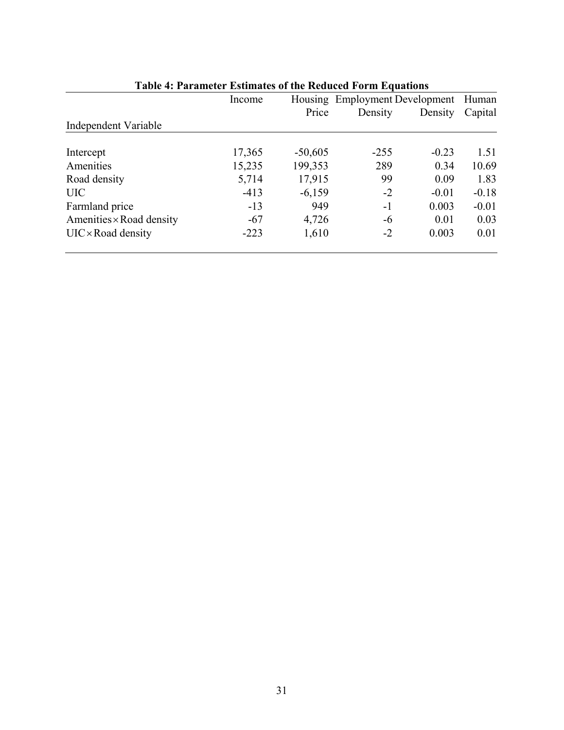**Table 4: Parameter Estimates of the Reduced Form Equations**

| Independent Variable | Income | Housing Price | Employment Density | Development Density | Human Capital |
|---|---|---|---|---|---|
| Intercept | 17,365 | -50,605 | -255 | -0.23 | 1.51 |
| Amenities | 15,235 | 199,353 | 289 | 0.34 | 10.69 |
| Road density | 5,714 | 17,915 | 99 | 0.09 | 1.83 |
| UIC | -413 | -6,159 | -2 | -0.01 | -0.18 |
| Farmland price | -13 | 949 | -1 | 0.003 | -0.01 |
| Amenities × Road density | -67 | 4,726 | -6 | 0.01 | 0.03 |
| UIC × Road density | -223 | 1,610 | -2 | 0.003 | 0.01 |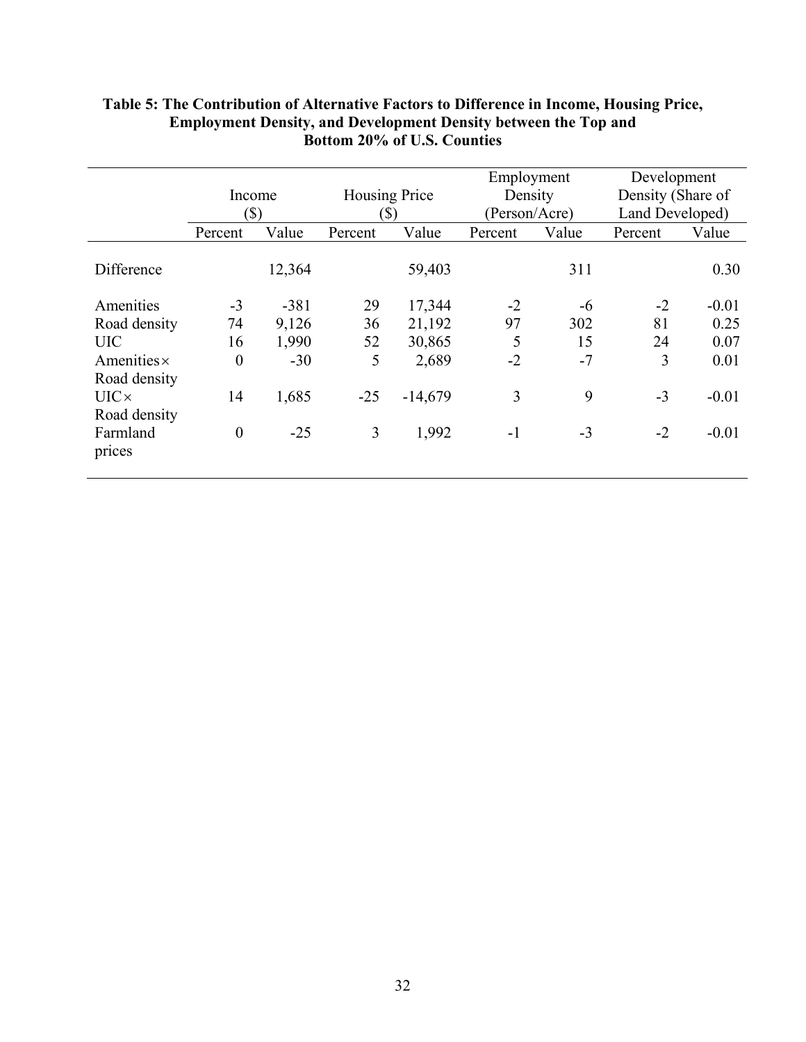**Table 5: The Contribution of Alternative Factors to Difference in Income, Housing Price, Employment Density, and Development Density between the Top and Bottom 20% of U.S. Counties**

| | Income ($) | | Housing Price ($) | | Employment Density (Person/Acre) | | Development Density (Share of Land Developed) | |
|---|---|---|---|---|---|---|---|---|
| | Percent | Value | Percent | Value | Percent | Value | Percent | Value |
| Difference | | 12,364 | | 59,403 | | 311 | | 0.30 |
| Amenities | -3 | -381 | 29 | 17,344 | -2 | -6 | -2 | -0.01 |
| Road density | 74 | 9,126 | 36 | 21,192 | 97 | 302 | 81 | 0.25 |
| UIC | 16 | 1,990 | 52 | 30,865 | 5 | 15 | 24 | 0.07 |
| Amenities× Road density | 0 | -30 | 5 | 2,689 | -2 | -7 | 3 | 0.01 |
| UIC× Road density | 14 | 1,685 | -25 | -14,679 | 3 | 9 | -3 | -0.01 |
| Farmland prices | 0 | -25 | 3 | 1,992 | -1 | -3 | -2 | -0.01 |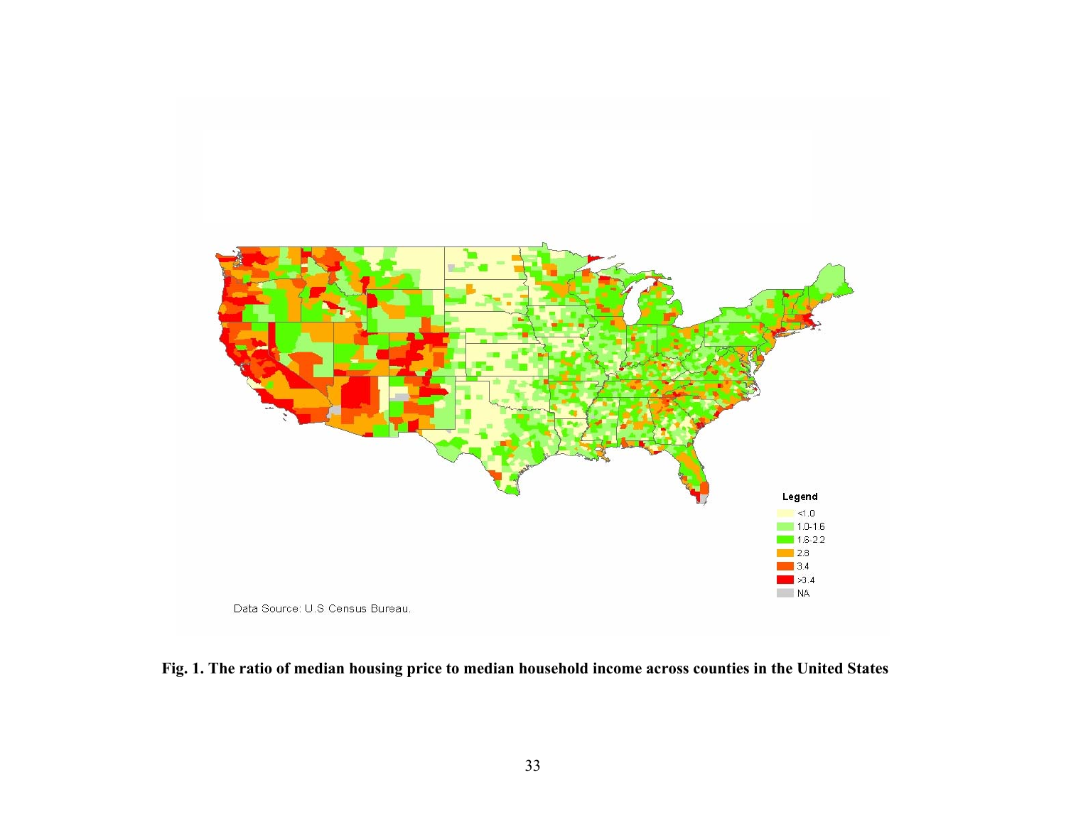Legend

- <1.0
- 1.0-1.6
- 1.6-2.2
- 2.8
- 3.4
- >3.4
- NA

Data Source: U.S Census Bureau.

**Fig. 1. The ratio of median housing price to median household income across counties in the United States**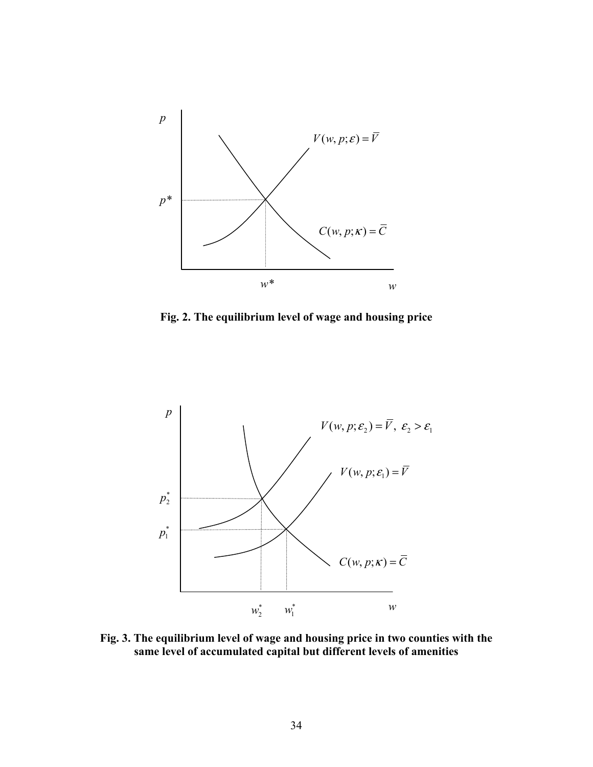**Fig. 2. The equilibrium level of wage and housing price**

**Fig. 3. The equilibrium level of wage and housing price in two counties with the same level of accumulated capital but different levels of amenities**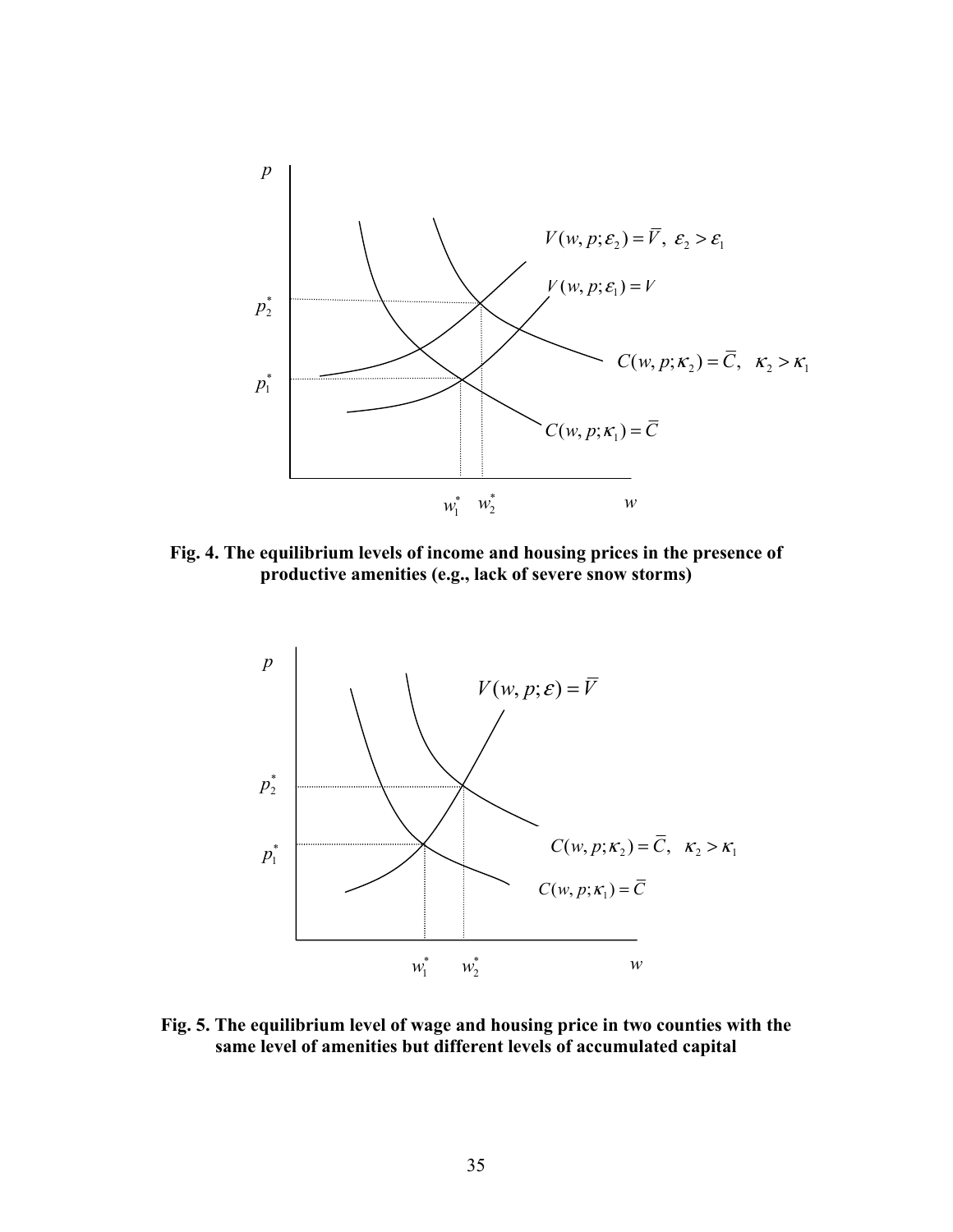**Fig. 4. The equilibrium levels of income and housing prices in the presence of productive amenities (e.g., lack of severe snow storms)**

**Fig. 5. The equilibrium level of wage and housing price in two counties with the same level of amenities but different levels of accumulated capital**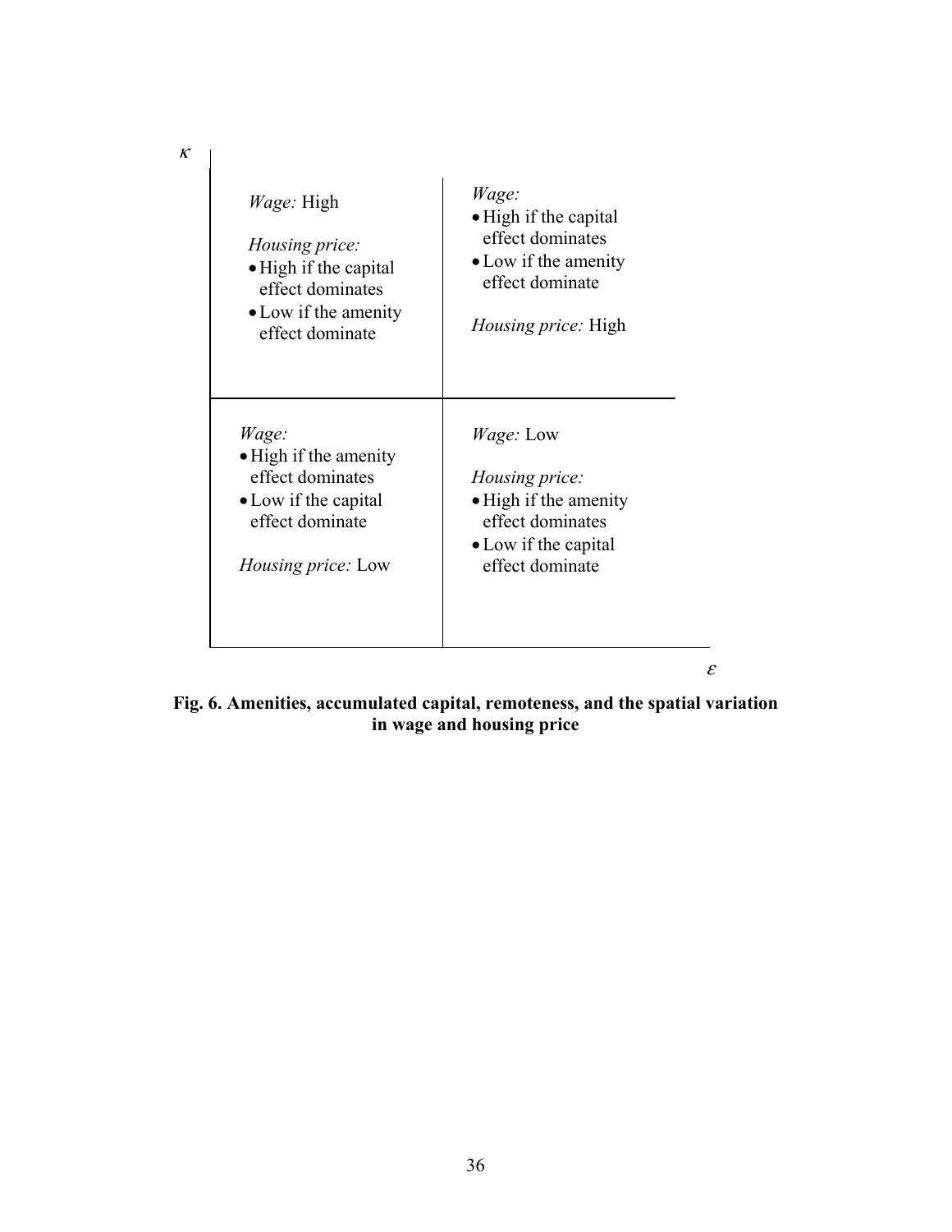$\kappa$

*Wage:* High

*Housing price:*
- High if the capital effect dominates
- Low if the amenity effect dominate

*Wage:*
- High if the capital effect dominates
- Low if the amenity effect dominate

*Housing price:* High

*Wage:*
- High if the amenity effect dominates
- Low if the capital effect dominate

*Housing price:* Low

*Wage:* Low

*Housing price:*
- High if the amenity effect dominates
- Low if the capital effect dominate

$\varepsilon$

**Fig. 6. Amenities, accumulated capital, remoteness, and the spatial variation in wage and housing price**